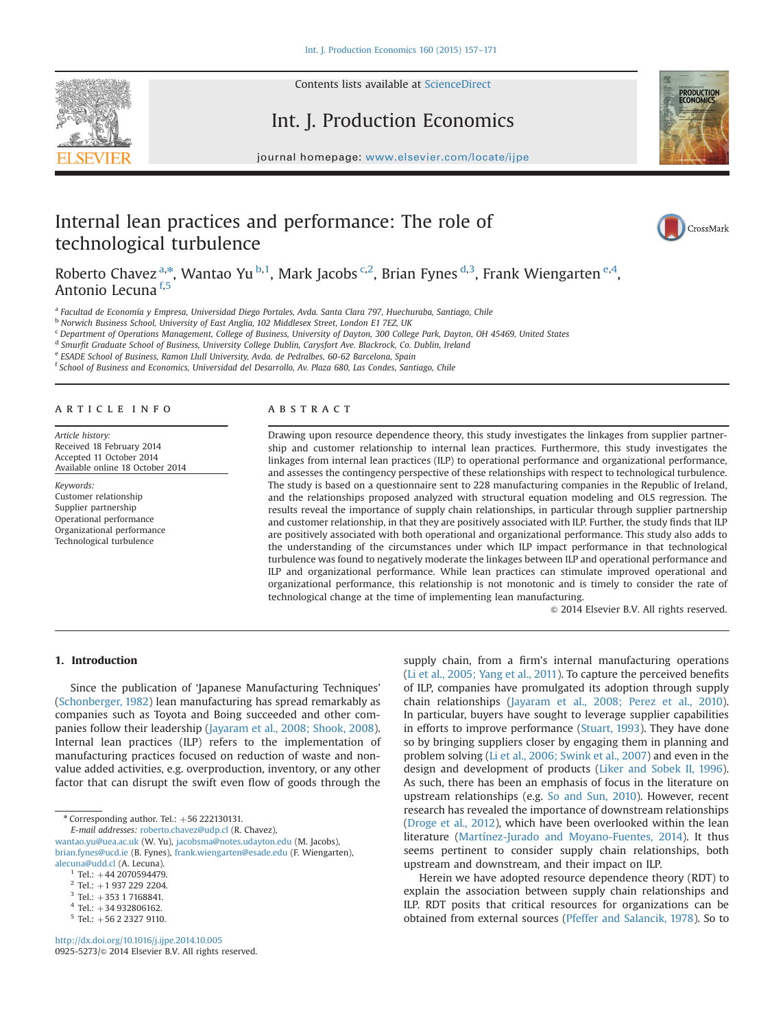# Internal lean practices and performance: The role of technological turbulence

Roberto Chavez [a,*], Wantao Yu [b,1], Mark Jacobs [c,2], Brian Fynes [d,3], Frank Wiengarten [e,4], Antonio Lecuna [f,5]

[a] Facultad de Economía y Empresa, Universidad Diego Portales, Avda. Santa Clara 797, Huechuraba, Santiago, Chile
[b] Norwich Business School, University of East Anglia, 102 Middlesex Street, London E1 7EZ, UK
[c] Department of Operations Management, College of Business, University of Dayton, 300 College Park, Dayton, OH 45469, United States
[d] Smurfit Graduate School of Business, University College Dublin, Carysfort Ave. Blackrock, Co. Dublin, Ireland
[e] ESADE School of Business, Ramon Llull University, Avda. de Pedralbes, 60-62 Barcelona, Spain
[f] School of Business and Economics, Universidad del Desarrollo, Av. Plaza 680, Las Condes, Santiago, Chile

## ARTICLE INFO

*Article history:*
Received 18 February 2014
Accepted 11 October 2014
Available online 18 October 2014

*Keywords:*
Customer relationship
Supplier partnership
Operational performance
Organizational performance
Technological turbulence

## ABSTRACT

Drawing upon resource dependence theory, this study investigates the linkages from supplier partnership and customer relationship to internal lean practices. Furthermore, this study investigates the linkages from internal lean practices (ILP) to operational performance and organizational performance, and assesses the contingency perspective of these relationships with respect to technological turbulence. The study is based on a questionnaire sent to 228 manufacturing companies in the Republic of Ireland, and the relationships proposed analyzed with structural equation modeling and OLS regression. The results reveal the importance of supply chain relationships, in particular through supplier partnership and customer relationship, in that they are positively associated with ILP. Further, the study finds that ILP are positively associated with both operational and organizational performance. This study also adds to the understanding of the circumstances under which ILP impact performance in that technological turbulence was found to negatively moderate the linkages between ILP and operational performance and ILP and organizational performance. While lean practices can stimulate improved operational and organizational performance, this relationship is not monotonic and is timely to consider the rate of technological change at the time of implementing lean manufacturing.

© 2014 Elsevier B.V. All rights reserved.

## 1. Introduction

Since the publication of 'Japanese Manufacturing Techniques' (Schonberger, 1982) lean manufacturing has spread remarkably as companies such as Toyota and Boing succeeded and other companies follow their leadership (Jayaram et al., 2008; Shook, 2008). Internal lean practices (ILP) refers to the implementation of manufacturing practices focused on reduction of waste and non-value added activities, e.g. overproduction, inventory, or any other factor that can disrupt the swift even flow of goods through the supply chain, from a firm's internal manufacturing operations (Li et al., 2005; Yang et al., 2011). To capture the perceived benefits of ILP, companies have promulgated its adoption through supply chain relationships (Jayaram et al., 2008; Perez et al., 2010). In particular, buyers have sought to leverage supplier capabilities in efforts to improve performance (Stuart, 1993). They have done so by bringing suppliers closer by engaging them in planning and problem solving (Li et al., 2006; Swink et al., 2007) and even in the design and development of products (Liker and Sobek II, 1996). As such, there has been an emphasis of focus in the literature on upstream relationships (e.g. So and Sun, 2010). However, recent research has revealed the importance of downstream relationships (Droge et al., 2012), which have been overlooked within the lean literature (Martínez-Jurado and Moyano-Fuentes, 2014). It thus seems pertinent to consider supply chain relationships, both upstream and downstream, and their impact on ILP.

Herein we have adopted resource dependence theory (RDT) to explain the association between supply chain relationships and ILP. RDT posits that critical resources for organizations can be obtained from external sources (Pfeffer and Salancik, 1978). So to

* Corresponding author. Tel.: +56 222130131.
*E-mail addresses:* roberto.chavez@udp.cl (R. Chavez), wantao.yu@uea.ac.uk (W. Yu), jacobsma@notes.udayton.edu (M. Jacobs), brian.fynes@ucd.ie (B. Fynes), frank.wiengarten@esade.edu (F. Wiengarten), alecuna@udd.cl (A. Lecuna).
[1] Tel.: +44 2070594479.
[2] Tel.: +1 937 229 2204.
[3] Tel.: +353 1 7168841.
[4] Tel.: +34 932806162.
[5] Tel.: +56 2 2327 9110.

http://dx.doi.org/10.1016/j.ijpe.2014.10.005
0925-5273/© 2014 Elsevier B.V. All rights reserved.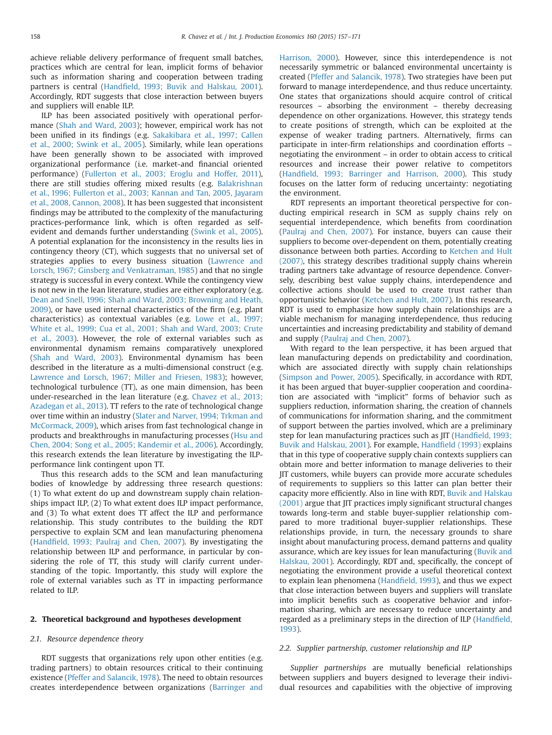achieve reliable delivery performance of frequent small batches, practices which are central for lean, implicit forms of behavior such as information sharing and cooperation between trading partners is central (Handfield, 1993; Buvik and Halskau, 2001). Accordingly, RDT suggests that close interaction between buyers and suppliers will enable ILP.

ILP has been associated positively with operational performance (Shah and Ward, 2003); however, empirical work has not been unified in its findings (e.g. Sakakibara et al., 1997; Callen et al., 2000; Swink et al., 2005). Similarly, while lean operations have been generally shown to be associated with improved organizational performance (i.e. market-and financial oriented performance) (Fullerton et al., 2003; Eroglu and Hoffer, 2011), there are still studies offering mixed results (e.g. Balakrishnan et al., 1996; Fullerton et al., 2003; Kannan and Tan, 2005, Jayaram et al., 2008, Cannon, 2008). It has been suggested that inconsistent findings may be attributed to the complexity of the manufacturing practices-performance link, which is often regarded as self-evident and demands further understanding (Swink et al., 2005). A potential explanation for the inconsistency in the results lies in contingency theory (CT), which suggests that no universal set of strategies applies to every business situation (Lawrence and Lorsch, 1967; Ginsberg and Venkatraman, 1985) and that no single strategy is successful in every context. While the contingency view is not new in the lean literature, studies are either exploratory (e.g. Dean and Snell, 1996; Shah and Ward, 2003; Browning and Heath, 2009), or have used internal characteristics of the firm (e.g. plant characteristics) as contextual variables (e.g. Lowe et al., 1997; White et al., 1999; Cua et al., 2001; Shah and Ward, 2003; Crute et al., 2003). However, the role of external variables such as environmental dynamism remains comparatively unexplored (Shah and Ward, 2003). Environmental dynamism has been described in the literature as a multi-dimensional construct (e.g. Lawrence and Lorsch, 1967; Miller and Friesen, 1983); however, technological turbulence (TT), as one main dimension, has been under-researched in the lean literature (e.g. Chavez et al., 2013; Azadegan et al., 2013). TT refers to the rate of technological change over time within an industry (Slater and Narver, 1994; Trkman and McCormack, 2009), which arises from fast technological change in products and breakthroughs in manufacturing processes (Hsu and Chen, 2004; Song et al., 2005; Kandemir et al., 2006). Accordingly, this research extends the lean literature by investigating the ILP-performance link contingent upon TT.

Thus this research adds to the SCM and lean manufacturing bodies of knowledge by addressing three research questions: (1) To what extent do up and downstream supply chain relationships impact ILP, (2) To what extent does ILP impact performance, and (3) To what extent does TT affect the ILP and performance relationship. This study contributes to the building the RDT perspective to explain SCM and lean manufacturing phenomena (Handfield, 1993; Paulraj and Chen, 2007). By investigating the relationship between ILP and performance, in particular by considering the role of TT, this study will clarify current understanding of the topic. Importantly, this study will explore the role of external variables such as TT in impacting performance related to ILP.

## 2. Theoretical background and hypotheses development

### 2.1. Resource dependence theory

RDT suggests that organizations rely upon other entities (e.g. trading partners) to obtain resources critical to their continuing existence (Pfeffer and Salancik, 1978). The need to obtain resources creates interdependence between organizations (Barringer and Harrison, 2000). However, since this interdependence is not necessarily symmetric or balanced environmental uncertainty is created (Pfeffer and Salancik, 1978). Two strategies have been put forward to manage interdependence, and thus reduce uncertainty. One states that organizations should acquire control of critical resources – absorbing the environment – thereby decreasing dependence on other organizations. However, this strategy tends to create positions of strength, which can be exploited at the expense of weaker trading partners. Alternatively, firms can participate in inter-firm relationships and coordination efforts – negotiating the environment – in order to obtain access to critical resources and increase their power relative to competitors (Handfield, 1993; Barringer and Harrison, 2000). This study focuses on the latter form of reducing uncertainty: negotiating the environment.

RDT represents an important theoretical perspective for conducting empirical research in SCM as supply chains rely on sequential interdependence, which benefits from coordination (Paulraj and Chen, 2007). For instance, buyers can cause their suppliers to become over-dependent on them, potentially creating dissonance between both parties. According to Ketchen and Hult (2007), this strategy describes traditional supply chains wherein trading partners take advantage of resource dependence. Conversely, describing best value supply chains, interdependence and collective actions should be used to create trust rather than opportunistic behavior (Ketchen and Hult, 2007). In this research, RDT is used to emphasize how supply chain relationships are a viable mechanism for managing interdependence, thus reducing uncertainties and increasing predictability and stability of demand and supply (Paulraj and Chen, 2007).

With regard to the lean perspective, it has been argued that lean manufacturing depends on predictability and coordination, which are associated directly with supply chain relationships (Simpson and Power, 2005). Specifically, in accordance with RDT, it has been argued that buyer-supplier cooperation and coordination are associated with "implicit" forms of behavior such as suppliers reduction, information sharing, the creation of channels of communications for information sharing, and the commitment of support between the parties involved, which are a preliminary step for lean manufacturing practices such as JIT (Handfield, 1993; Buvik and Halskau, 2001). For example, Handfield (1993) explains that in this type of cooperative supply chain contexts suppliers can obtain more and better information to manage deliveries to their JIT customers, while buyers can provide more accurate schedules of requirements to suppliers so this latter can plan better their capacity more efficiently. Also in line with RDT, Buvik and Halskau (2001) argue that JIT practices imply significant structural changes towards long-term and stable buyer-supplier relationship compared to more traditional buyer-supplier relationships. These relationships provide, in turn, the necessary grounds to share insight about manufacturing process, demand patterns and quality assurance, which are key issues for lean manufacturing (Buvik and Halskau, 2001). Accordingly, RDT and, specifically, the concept of negotiating the environment provide a useful theoretical context to explain lean phenomena (Handfield, 1993), and thus we expect that close interaction between buyers and suppliers will translate into implicit benefits such as cooperative behavior and information sharing, which are necessary to reduce uncertainty and regarded as a preliminary steps in the direction of ILP (Handfield, 1993).

### 2.2. Supplier partnership, customer relationship and ILP

*Supplier partnerships* are mutually beneficial relationships between suppliers and buyers designed to leverage their individual resources and capabilities with the objective of improving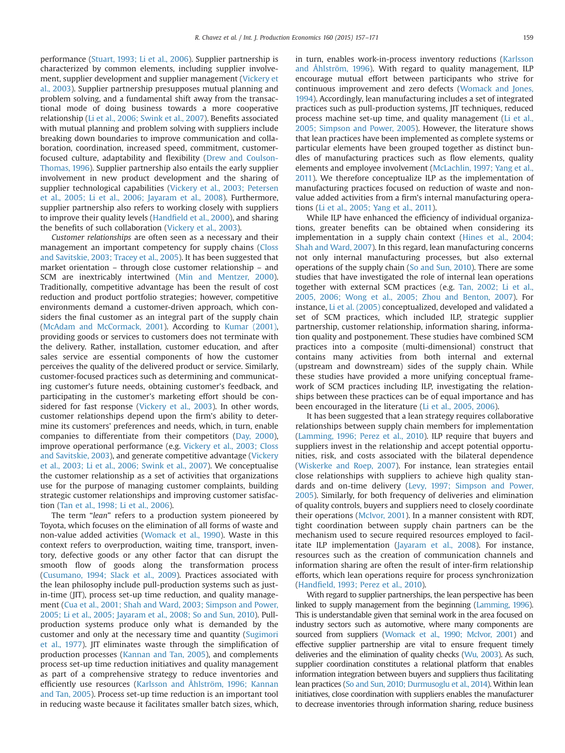performance (Stuart, 1993; Li et al., 2006). Supplier partnership is characterized by common elements, including supplier involvement, supplier development and supplier management (Vickery et al., 2003). Supplier partnership presupposes mutual planning and problem solving, and a fundamental shift away from the transactional mode of doing business towards a more cooperative relationship (Li et al., 2006; Swink et al., 2007). Benefits associated with mutual planning and problem solving with suppliers include breaking down boundaries to improve communication and collaboration, coordination, increased speed, commitment, customer-focused culture, adaptability and flexibility (Drew and Coulson-Thomas, 1996). Supplier partnership also entails the early supplier involvement in new product development and the sharing of supplier technological capabilities (Vickery et al., 2003; Petersen et al., 2005; Li et al., 2006; Jayaram et al., 2008). Furthermore, supplier partnership also refers to working closely with suppliers to improve their quality levels (Handfield et al., 2000), and sharing the benefits of such collaboration (Vickery et al., 2003).

*Customer relationships* are often seen as a necessary and their management an important competency for supply chains (Closs and Savitskie, 2003; Tracey et al., 2005). It has been suggested that market orientation – through close customer relationship – and SCM are inextricably intertwined (Min and Mentzer, 2000). Traditionally, competitive advantage has been the result of cost reduction and product portfolio strategies; however, competitive environments demand a customer-driven approach, which considers the final customer as an integral part of the supply chain (McAdam and McCormack, 2001). According to Kumar (2001), providing goods or services to customers does not terminate with the delivery. Rather, installation, customer education, and after sales service are essential components of how the customer perceives the quality of the delivered product or service. Similarly, customer-focused practices such as determining and communicating customer's future needs, obtaining customer's feedback, and participating in the customer's marketing effort should be considered for fast response (Vickery et al., 2003). In other words, customer relationships depend upon the firm's ability to determine its customers' preferences and needs, which, in turn, enable companies to differentiate from their competitors (Day, 2000), improve operational performance (e.g. Vickery et al., 2003; Closs and Savitskie, 2003), and generate competitive advantage (Vickery et al., 2003; Li et al., 2006; Swink et al., 2007). We conceptualise the customer relationship as a set of activities that organizations use for the purpose of managing customer complaints, building strategic customer relationships and improving customer satisfaction (Tan et al., 1998; Li et al., 2006).

The term "*lean*" refers to a production system pioneered by Toyota, which focuses on the elimination of all forms of waste and non-value added activities (Womack et al., 1990). Waste in this context refers to overproduction, waiting time, transport, inventory, defective goods or any other factor that can disrupt the smooth flow of goods along the transformation process (Cusumano, 1994; Slack et al., 2009). Practices associated with the lean philosophy include pull-production systems such as just-in-time (JIT), process set-up time reduction, and quality management (Cua et al., 2001; Shah and Ward, 2003; Simpson and Power, 2005; Li et al., 2005; Jayaram et al., 2008; So and Sun, 2010). Pull-production systems produce only what is demanded by the customer and only at the necessary time and quantity (Sugimori et al., 1977). JIT eliminates waste through the simplification of production processes (Kannan and Tan, 2005), and complements process set-up time reduction initiatives and quality management as part of a comprehensive strategy to reduce inventories and efficiently use resources (Karlsson and Åhlström, 1996; Kannan and Tan, 2005). Process set-up time reduction is an important tool in reducing waste because it facilitates smaller batch sizes, which, in turn, enables work-in-process inventory reductions (Karlsson and Åhlström, 1996). With regard to quality management, ILP encourage mutual effort between participants who strive for continuous improvement and zero defects (Womack and Jones, 1994). Accordingly, lean manufacturing includes a set of integrated practices such as pull-production systems, JIT techniques, reduced process machine set-up time, and quality management (Li et al., 2005; Simpson and Power, 2005). However, the literature shows that lean practices have been implemented as complete systems or particular elements have been grouped together as distinct bundles of manufacturing practices such as flow elements, quality elements and employee involvement (McLachlin, 1997; Yang et al., 2011). We therefore conceptualize ILP as the implementation of manufacturing practices focused on reduction of waste and non-value added activities from a firm's internal manufacturing operations (Li et al., 2005; Yang et al., 2011).

While ILP have enhanced the efficiency of individual organizations, greater benefits can be obtained when considering its implementation in a supply chain context (Hines et al., 2004; Shah and Ward, 2007). In this regard, lean manufacturing concerns not only internal manufacturing processes, but also external operations of the supply chain (So and Sun, 2010). There are some studies that have investigated the role of internal lean operations together with external SCM practices (e.g. Tan, 2002; Li et al., 2005, 2006; Wong et al., 2005; Zhou and Benton, 2007). For instance, Li et al. (2005) conceptualized, developed and validated a set of SCM practices, which included ILP, strategic supplier partnership, customer relationship, information sharing, information quality and postponement. These studies have combined SCM practices into a composite (multi-dimensional) construct that contains many activities from both internal and external (upstream and downstream) sides of the supply chain. While these studies have provided a more unifying conceptual framework of SCM practices including ILP, investigating the relationships between these practices can be of equal importance and has been encouraged in the literature (Li et al., 2005, 2006).

It has been suggested that a lean strategy requires collaborative relationships between supply chain members for implementation (Lamming, 1996; Perez et al., 2010). ILP require that buyers and suppliers invest in the relationship and accept potential opportunities, risk, and costs associated with the bilateral dependence (Wiskerke and Roep, 2007). For instance, lean strategies entail close relationships with suppliers to achieve high quality standards and on-time delivery (Levy, 1997; Simpson and Power, 2005). Similarly, for both frequency of deliveries and elimination of quality controls, buyers and suppliers need to closely coordinate their operations (McIvor, 2001). In a manner consistent with RDT, tight coordination between supply chain partners can be the mechanism used to secure required resources employed to facilitate ILP implementation (Jayaram et al., 2008). For instance, resources such as the creation of communication channels and information sharing are often the result of inter-firm relationship efforts, which lean operations require for process synchronization (Handfield, 1993; Perez et al., 2010).

With regard to supplier partnerships, the lean perspective has been linked to supply management from the beginning (Lamming, 1996). This is understandable given that seminal work in the area focused on industry sectors such as automotive, where many components are sourced from suppliers (Womack et al., 1990; McIvor, 2001) and effective supplier partnership are vital to ensure frequent timely deliveries and the elimination of quality checks (Wu, 2003). As such, supplier coordination constitutes a relational platform that enables information integration between buyers and suppliers thus facilitating lean practices (So and Sun, 2010; Durmusoglu et al., 2014). Within lean initiatives, close coordination with suppliers enables the manufacturer to decrease inventories through information sharing, reduce business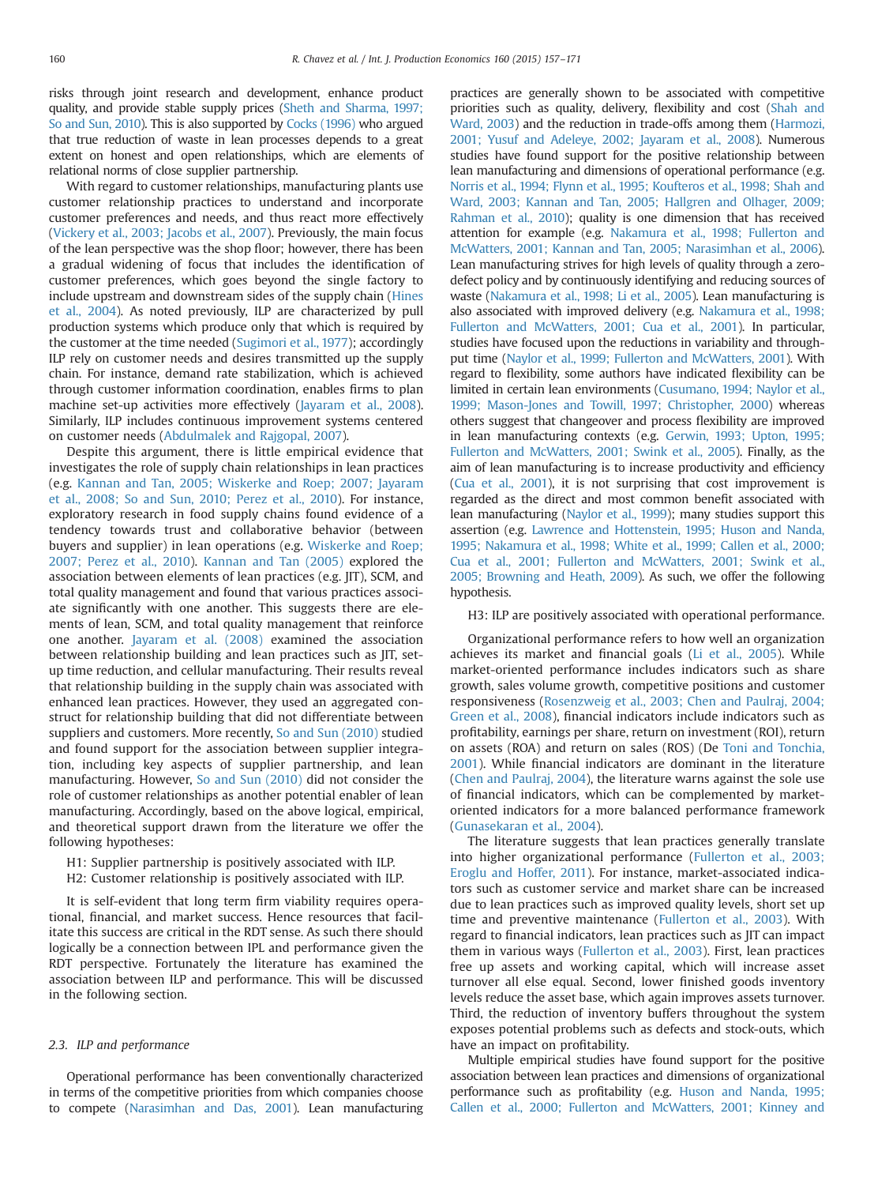risks through joint research and development, enhance product quality, and provide stable supply prices (Sheth and Sharma, 1997; So and Sun, 2010). This is also supported by Cocks (1996) who argued that true reduction of waste in lean processes depends to a great extent on honest and open relationships, which are elements of relational norms of close supplier partnership.

With regard to customer relationships, manufacturing plants use customer relationship practices to understand and incorporate customer preferences and needs, and thus react more effectively (Vickery et al., 2003; Jacobs et al., 2007). Previously, the main focus of the lean perspective was the shop floor; however, there has been a gradual widening of focus that includes the identification of customer preferences, which goes beyond the single factory to include upstream and downstream sides of the supply chain (Hines et al., 2004). As noted previously, ILP are characterized by pull production systems which produce only that which is required by the customer at the time needed (Sugimori et al., 1977); accordingly ILP rely on customer needs and desires transmitted up the supply chain. For instance, demand rate stabilization, which is achieved through customer information coordination, enables firms to plan machine set-up activities more effectively (Jayaram et al., 2008). Similarly, ILP includes continuous improvement systems centered on customer needs (Abdulmalek and Rajgopal, 2007).

Despite this argument, there is little empirical evidence that investigates the role of supply chain relationships in lean practices (e.g. Kannan and Tan, 2005; Wiskerke and Roep; 2007; Jayaram et al., 2008; So and Sun, 2010; Perez et al., 2010). For instance, exploratory research in food supply chains found evidence of a tendency towards trust and collaborative behavior (between buyers and supplier) in lean operations (e.g. Wiskerke and Roep; 2007; Perez et al., 2010). Kannan and Tan (2005) explored the association between elements of lean practices (e.g. JIT), SCM, and total quality management and found that various practices associate significantly with one another. This suggests there are elements of lean, SCM, and total quality management that reinforce one another. Jayaram et al. (2008) examined the association between relationship building and lean practices such as JIT, set-up time reduction, and cellular manufacturing. Their results reveal that relationship building in the supply chain was associated with enhanced lean practices. However, they used an aggregated construct for relationship building that did not differentiate between suppliers and customers. More recently, So and Sun (2010) studied and found support for the association between supplier integration, including key aspects of supplier partnership, and lean manufacturing. However, So and Sun (2010) did not consider the role of customer relationships as another potential enabler of lean manufacturing. Accordingly, based on the above logical, empirical, and theoretical support drawn from the literature we offer the following hypotheses:

H1: Supplier partnership is positively associated with ILP.
H2: Customer relationship is positively associated with ILP.

It is self-evident that long term firm viability requires operational, financial, and market success. Hence resources that facilitate this success are critical in the RDT sense. As such there should logically be a connection between IPL and performance given the RDT perspective. Fortunately the literature has examined the association between ILP and performance. This will be discussed in the following section.

### 2.3. ILP and performance

Operational performance has been conventionally characterized in terms of the competitive priorities from which companies choose to compete (Narasimhan and Das, 2001). Lean manufacturing practices are generally shown to be associated with competitive priorities such as quality, delivery, flexibility and cost (Shah and Ward, 2003) and the reduction in trade-offs among them (Harmozi, 2001; Yusuf and Adeleye, 2002; Jayaram et al., 2008). Numerous studies have found support for the positive relationship between lean manufacturing and dimensions of operational performance (e.g. Norris et al., 1994; Flynn et al., 1995; Koufteros et al., 1998; Shah and Ward, 2003; Kannan and Tan, 2005; Hallgren and Olhager, 2009; Rahman et al., 2010); quality is one dimension that has received attention for example (e.g. Nakamura et al., 1998; Fullerton and McWatters, 2001; Kannan and Tan, 2005; Narasimhan et al., 2006). Lean manufacturing strives for high levels of quality through a zero-defect policy and by continuously identifying and reducing sources of waste (Nakamura et al., 1998; Li et al., 2005). Lean manufacturing is also associated with improved delivery (e.g. Nakamura et al., 1998; Fullerton and McWatters, 2001; Cua et al., 2001). In particular, studies have focused upon the reductions in variability and throughput time (Naylor et al., 1999; Fullerton and McWatters, 2001). With regard to flexibility, some authors have indicated flexibility can be limited in certain lean environments (Cusumano, 1994; Naylor et al., 1999; Mason-Jones and Towill, 1997; Christopher, 2000) whereas others suggest that changeover and process flexibility are improved in lean manufacturing contexts (e.g. Gerwin, 1993; Upton, 1995; Fullerton and McWatters, 2001; Swink et al., 2005). Finally, as the aim of lean manufacturing is to increase productivity and efficiency (Cua et al., 2001), it is not surprising that cost improvement is regarded as the direct and most common benefit associated with lean manufacturing (Naylor et al., 1999); many studies support this assertion (e.g. Lawrence and Hottenstein, 1995; Huson and Nanda, 1995; Nakamura et al., 1998; White et al., 1999; Callen et al., 2000; Cua et al., 2001; Fullerton and McWatters, 2001; Swink et al., 2005; Browning and Heath, 2009). As such, we offer the following hypothesis.

H3: ILP are positively associated with operational performance.

Organizational performance refers to how well an organization achieves its market and financial goals (Li et al., 2005). While market-oriented performance includes indicators such as share growth, sales volume growth, competitive positions and customer responsiveness (Rosenzweig et al., 2003; Chen and Paulraj, 2004; Green et al., 2008), financial indicators include indicators such as profitability, earnings per share, return on investment (ROI), return on assets (ROA) and return on sales (ROS) (De Toni and Tonchia, 2001). While financial indicators are dominant in the literature (Chen and Paulraj, 2004), the literature warns against the sole use of financial indicators, which can be complemented by market-oriented indicators for a more balanced performance framework (Gunasekaran et al., 2004).

The literature suggests that lean practices generally translate into higher organizational performance (Fullerton et al., 2003; Eroglu and Hoffer, 2011). For instance, market-associated indicators such as customer service and market share can be increased due to lean practices such as improved quality levels, short set up time and preventive maintenance (Fullerton et al., 2003). With regard to financial indicators, lean practices such as JIT can impact them in various ways (Fullerton et al., 2003). First, lean practices free up assets and working capital, which will increase asset turnover all else equal. Second, lower finished goods inventory levels reduce the asset base, which again improves assets turnover. Third, the reduction of inventory buffers throughout the system exposes potential problems such as defects and stock-outs, which have an impact on profitability.

Multiple empirical studies have found support for the positive association between lean practices and dimensions of organizational performance such as profitability (e.g. Huson and Nanda, 1995; Callen et al., 2000; Fullerton and McWatters, 2001; Kinney and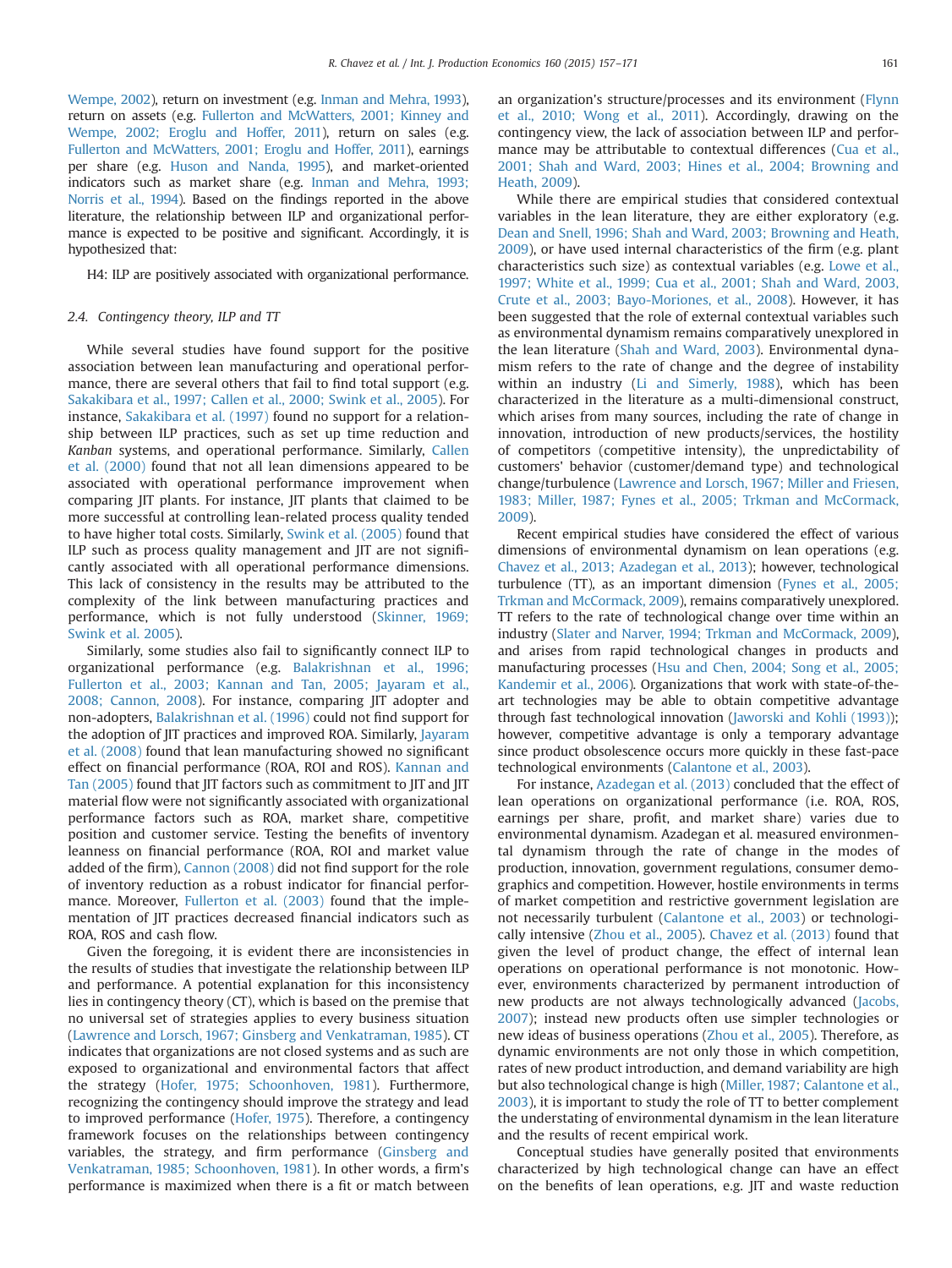Wempe, 2002), return on investment (e.g. Inman and Mehra, 1993), return on assets (e.g. Fullerton and McWatters, 2001; Kinney and Wempe, 2002; Eroglu and Hoffer, 2011), return on sales (e.g. Fullerton and McWatters, 2001; Eroglu and Hoffer, 2011), earnings per share (e.g. Huson and Nanda, 1995), and market-oriented indicators such as market share (e.g. Inman and Mehra, 1993; Norris et al., 1994). Based on the findings reported in the above literature, the relationship between ILP and organizational performance is expected to be positive and significant. Accordingly, it is hypothesized that:

H4: ILP are positively associated with organizational performance.

### 2.4. Contingency theory, ILP and TT

While several studies have found support for the positive association between lean manufacturing and operational performance, there are several others that fail to find total support (e.g. Sakakibara et al., 1997; Callen et al., 2000; Swink et al., 2005). For instance, Sakakibara et al. (1997) found no support for a relationship between ILP practices, such as set up time reduction and *Kanban* systems, and operational performance. Similarly, Callen et al. (2000) found that not all lean dimensions appeared to be associated with operational performance improvement when comparing JIT plants. For instance, JIT plants that claimed to be more successful at controlling lean-related process quality tended to have higher total costs. Similarly, Swink et al. (2005) found that ILP such as process quality management and JIT are not significantly associated with all operational performance dimensions. This lack of consistency in the results may be attributed to the complexity of the link between manufacturing practices and performance, which is not fully understood (Skinner, 1969; Swink et al. 2005).

Similarly, some studies also fail to significantly connect ILP to organizational performance (e.g. Balakrishnan et al., 1996; Fullerton et al., 2003; Kannan and Tan, 2005; Jayaram et al., 2008; Cannon, 2008). For instance, comparing JIT adopter and non-adopters, Balakrishnan et al. (1996) could not find support for the adoption of JIT practices and improved ROA. Similarly, Jayaram et al. (2008) found that lean manufacturing showed no significant effect on financial performance (ROA, ROI and ROS). Kannan and Tan (2005) found that JIT factors such as commitment to JIT and JIT material flow were not significantly associated with organizational performance factors such as ROA, market share, competitive position and customer service. Testing the benefits of inventory leanness on financial performance (ROA, ROI and market value added of the firm), Cannon (2008) did not find support for the role of inventory reduction as a robust indicator for financial performance. Moreover, Fullerton et al. (2003) found that the implementation of JIT practices decreased financial indicators such as ROA, ROS and cash flow.

Given the foregoing, it is evident there are inconsistencies in the results of studies that investigate the relationship between ILP and performance. A potential explanation for this inconsistency lies in contingency theory (CT), which is based on the premise that no universal set of strategies applies to every business situation (Lawrence and Lorsch, 1967; Ginsberg and Venkatraman, 1985). CT indicates that organizations are not closed systems and as such are exposed to organizational and environmental factors that affect the strategy (Hofer, 1975; Schoonhoven, 1981). Furthermore, recognizing the contingency should improve the strategy and lead to improved performance (Hofer, 1975). Therefore, a contingency framework focuses on the relationships between contingency variables, the strategy, and firm performance (Ginsberg and Venkatraman, 1985; Schoonhoven, 1981). In other words, a firm's performance is maximized when there is a fit or match between an organization's structure/processes and its environment (Flynn et al., 2010; Wong et al., 2011). Accordingly, drawing on the contingency view, the lack of association between ILP and performance may be attributable to contextual differences (Cua et al., 2001; Shah and Ward, 2003; Hines et al., 2004; Browning and Heath, 2009).

While there are empirical studies that considered contextual variables in the lean literature, they are either exploratory (e.g. Dean and Snell, 1996; Shah and Ward, 2003; Browning and Heath, 2009), or have used internal characteristics of the firm (e.g. plant characteristics such size) as contextual variables (e.g. Lowe et al., 1997; White et al., 1999; Cua et al., 2001; Shah and Ward, 2003, Crute et al., 2003; Bayo-Moriones, et al., 2008). However, it has been suggested that the role of external contextual variables such as environmental dynamism remains comparatively unexplored in the lean literature (Shah and Ward, 2003). Environmental dynamism refers to the rate of change and the degree of instability within an industry (Li and Simerly, 1988), which has been characterized in the literature as a multi-dimensional construct, which arises from many sources, including the rate of change in innovation, introduction of new products/services, the hostility of competitors (competitive intensity), the unpredictability of customers' behavior (customer/demand type) and technological change/turbulence (Lawrence and Lorsch, 1967; Miller and Friesen, 1983; Miller, 1987; Fynes et al., 2005; Trkman and McCormack, 2009).

Recent empirical studies have considered the effect of various dimensions of environmental dynamism on lean operations (e.g. Chavez et al., 2013; Azadegan et al., 2013); however, technological turbulence (TT), as an important dimension (Fynes et al., 2005; Trkman and McCormack, 2009), remains comparatively unexplored. TT refers to the rate of technological change over time within an industry (Slater and Narver, 1994; Trkman and McCormack, 2009), and arises from rapid technological changes in products and manufacturing processes (Hsu and Chen, 2004; Song et al., 2005; Kandemir et al., 2006). Organizations that work with state-of-the-art technologies may be able to obtain competitive advantage through fast technological innovation (Jaworski and Kohli (1993)); however, competitive advantage is only a temporary advantage since product obsolescence occurs more quickly in these fast-pace technological environments (Calantone et al., 2003).

For instance, Azadegan et al. (2013) concluded that the effect of lean operations on organizational performance (i.e. ROA, ROS, earnings per share, profit, and market share) varies due to environmental dynamism. Azadegan et al. measured environmental dynamism through the rate of change in the modes of production, innovation, government regulations, consumer demographics and competition. However, hostile environments in terms of market competition and restrictive government legislation are not necessarily turbulent (Calantone et al., 2003) or technologically intensive (Zhou et al., 2005). Chavez et al. (2013) found that given the level of product change, the effect of internal lean operations on operational performance is not monotonic. However, environments characterized by permanent introduction of new products are not always technologically advanced (Jacobs, 2007); instead new products often use simpler technologies or new ideas of business operations (Zhou et al., 2005). Therefore, as dynamic environments are not only those in which competition, rates of new product introduction, and demand variability are high but also technological change is high (Miller, 1987; Calantone et al., 2003), it is important to study the role of TT to better complement the understating of environmental dynamism in the lean literature and the results of recent empirical work.

Conceptual studies have generally posited that environments characterized by high technological change can have an effect on the benefits of lean operations, e.g. JIT and waste reduction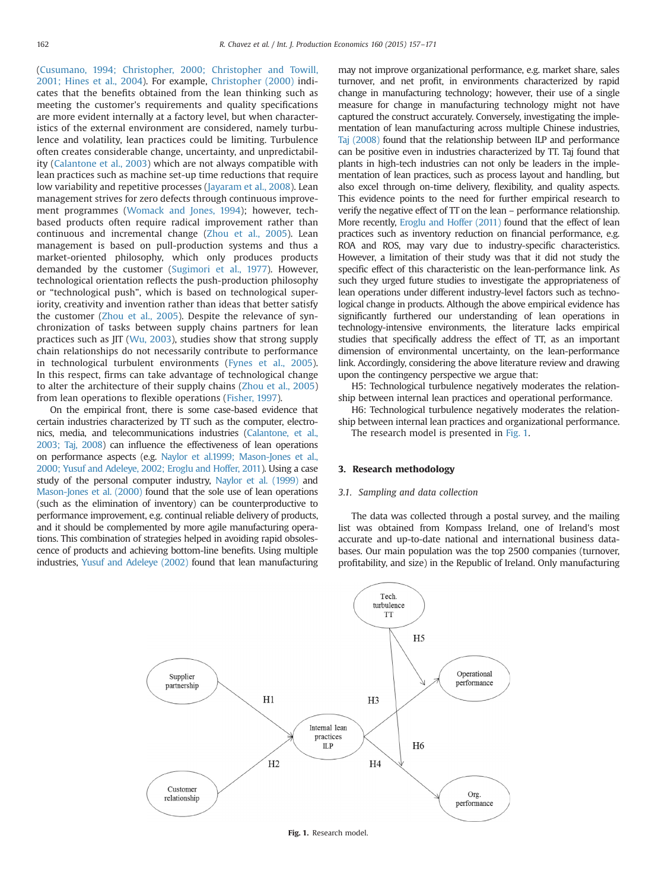(Cusumano, 1994; Christopher, 2000; Christopher and Towill, 2001; Hines et al., 2004). For example, Christopher (2000) indicates that the benefits obtained from the lean thinking such as meeting the customer's requirements and quality specifications are more evident internally at a factory level, but when characteristics of the external environment are considered, namely turbulence and volatility, lean practices could be limiting. Turbulence often creates considerable change, uncertainty, and unpredictability (Calantone et al., 2003) which are not always compatible with lean practices such as machine set-up time reductions that require low variability and repetitive processes (Jayaram et al., 2008). Lean management strives for zero defects through continuous improvement programmes (Womack and Jones, 1994); however, tech-based products often require radical improvement rather than continuous and incremental change (Zhou et al., 2005). Lean management is based on pull-production systems and thus a market-oriented philosophy, which only produces products demanded by the customer (Sugimori et al., 1977). However, technological orientation reflects the push-production philosophy or "technological push", which is based on technological superiority, creativity and invention rather than ideas that better satisfy the customer (Zhou et al., 2005). Despite the relevance of synchronization of tasks between supply chains partners for lean practices such as JIT (Wu, 2003), studies show that strong supply chain relationships do not necessarily contribute to performance in technological turbulent environments (Fynes et al., 2005). In this respect, firms can take advantage of technological change to alter the architecture of their supply chains (Zhou et al., 2005) from lean operations to flexible operations (Fisher, 1997).

On the empirical front, there is some case-based evidence that certain industries characterized by TT such as the computer, electronics, media, and telecommunications industries (Calantone, et al., 2003; Taj, 2008) can influence the effectiveness of lean operations on performance aspects (e.g. Naylor et al.1999; Mason-Jones et al., 2000; Yusuf and Adeleye, 2002; Eroglu and Hoffer, 2011). Using a case study of the personal computer industry, Naylor et al. (1999) and Mason-Jones et al. (2000) found that the sole use of lean operations (such as the elimination of inventory) can be counterproductive to performance improvement, e.g. continual reliable delivery of products, and it should be complemented by more agile manufacturing operations. This combination of strategies helped in avoiding rapid obsolescence of products and achieving bottom-line benefits. Using multiple industries, Yusuf and Adeleye (2002) found that lean manufacturing may not improve organizational performance, e.g. market share, sales turnover, and net profit, in environments characterized by rapid change in manufacturing technology; however, their use of a single measure for change in manufacturing technology might not have captured the construct accurately. Conversely, investigating the implementation of lean manufacturing across multiple Chinese industries, Taj (2008) found that the relationship between ILP and performance can be positive even in industries characterized by TT. Taj found that plants in high-tech industries can not only be leaders in the implementation of lean practices, such as process layout and handling, but also excel through on-time delivery, flexibility, and quality aspects. This evidence points to the need for further empirical research to verify the negative effect of TT on the lean – performance relationship. More recently, Eroglu and Hoffer (2011) found that the effect of lean practices such as inventory reduction on financial performance, e.g. ROA and ROS, may vary due to industry-specific characteristics. However, a limitation of their study was that it did not study the specific effect of this characteristic on the lean-performance link. As such they urged future studies to investigate the appropriateness of lean operations under different industry-level factors such as technological change in products. Although the above empirical evidence has significantly furthered our understanding of lean operations in technology-intensive environments, the literature lacks empirical studies that specifically address the effect of TT, as an important dimension of environmental uncertainty, on the lean-performance link. Accordingly, considering the above literature review and drawing upon the contingency perspective we argue that:

H5: Technological turbulence negatively moderates the relationship between internal lean practices and operational performance.

H6: Technological turbulence negatively moderates the relationship between internal lean practices and organizational performance.

The research model is presented in Fig. 1.

## 3. Research methodology

### 3.1. Sampling and data collection

The data was collected through a postal survey, and the mailing list was obtained from Kompass Ireland, one of Ireland's most accurate and up-to-date national and international business databases. Our main population was the top 2500 companies (turnover, profitability, and size) in the Republic of Ireland. Only manufacturing

Tech. turbulence TT

Supplier partnership

Customer relationship

Internal lean practices ILP

Operational performance

Org. performance

H1

H2

H3

H4

H5

H6

**Fig. 1.** Research model.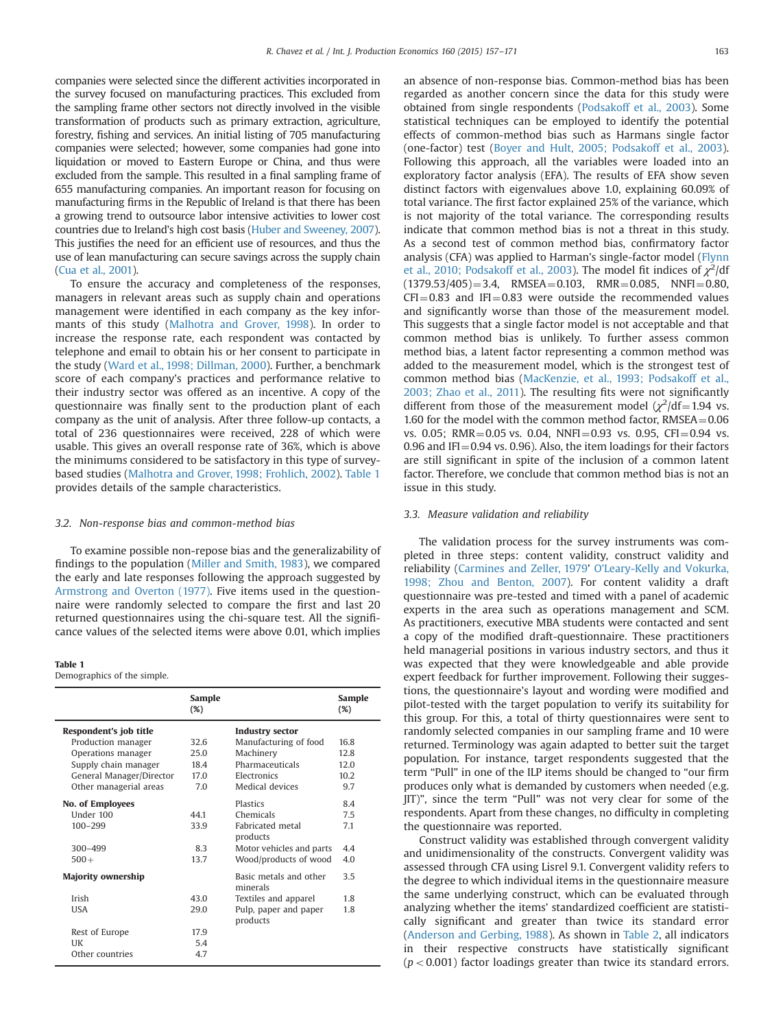companies were selected since the different activities incorporated in the survey focused on manufacturing practices. This excluded from the sampling frame other sectors not directly involved in the visible transformation of products such as primary extraction, agriculture, forestry, fishing and services. An initial listing of 705 manufacturing companies were selected; however, some companies had gone into liquidation or moved to Eastern Europe or China, and thus were excluded from the sample. This resulted in a final sampling frame of 655 manufacturing companies. An important reason for focusing on manufacturing firms in the Republic of Ireland is that there has been a growing trend to outsource labor intensive activities to lower cost countries due to Ireland's high cost basis (Huber and Sweeney, 2007). This justifies the need for an efficient use of resources, and thus the use of lean manufacturing can secure savings across the supply chain (Cua et al., 2001).

To ensure the accuracy and completeness of the responses, managers in relevant areas such as supply chain and operations management were identified in each company as the key informants of this study (Malhotra and Grover, 1998). In order to increase the response rate, each respondent was contacted by telephone and email to obtain his or her consent to participate in the study (Ward et al., 1998; Dillman, 2000). Further, a benchmark score of each company's practices and performance relative to their industry sector was offered as an incentive. A copy of the questionnaire was finally sent to the production plant of each company as the unit of analysis. After three follow-up contacts, a total of 236 questionnaires were received, 228 of which were usable. This gives an overall response rate of 36%, which is above the minimums considered to be satisfactory in this type of survey-based studies (Malhotra and Grover, 1998; Frohlich, 2002). Table 1 provides details of the sample characteristics.

### 3.2. Non-response bias and common-method bias

To examine possible non-repose bias and the generalizability of findings to the population (Miller and Smith, 1983), we compared the early and late responses following the approach suggested by Armstrong and Overton (1977). Five items used in the questionnaire were randomly selected to compare the first and last 20 returned questionnaires using the chi-square test. All the significance values of the selected items were above 0.01, which implies an absence of non-response bias. Common-method bias has been regarded as another concern since the data for this study were obtained from single respondents (Podsakoff et al., 2003). Some statistical techniques can be employed to identify the potential effects of common-method bias such as Harmans single factor (one-factor) test (Boyer and Hult, 2005; Podsakoff et al., 2003). Following this approach, all the variables were loaded into an exploratory factor analysis (EFA). The results of EFA show seven distinct factors with eigenvalues above 1.0, explaining 60.09% of total variance. The first factor explained 25% of the variance, which is not majority of the total variance. The corresponding results indicate that common method bias is not a threat in this study. As a second test of common method bias, confirmatory factor analysis (CFA) was applied to Harman's single-factor model (Flynn et al., 2010; Podsakoff et al., 2003). The model fit indices of $\chi^2$/df (1379.53/405) = 3.4, RMSEA = 0.103, RMR = 0.085, NNFI = 0.80, CFI = 0.83 and IFI = 0.83 were outside the recommended values and significantly worse than those of the measurement model. This suggests that a single factor model is not acceptable and that common method bias is unlikely. To further assess common method bias, a latent factor representing a common method was added to the measurement model, which is the strongest test of common method bias (MacKenzie, et al., 1993; Podsakoff et al., 2003; Zhao et al., 2011). The resulting fits were not significantly different from those of the measurement model ($\chi^2$/df = 1.94 vs. 1.60 for the model with the common method factor, RMSEA = 0.06 vs. 0.05; RMR = 0.05 vs. 0.04, NNFI = 0.93 vs. 0.95, CFI = 0.94 vs. 0.96 and IFI = 0.94 vs. 0.96). Also, the item loadings for their factors are still significant in spite of the inclusion of a common latent factor. Therefore, we conclude that common method bias is not an issue in this study.

**Table 1**
Demographics of the simple.

| | Sample (%) | | Sample (%) |
|---|---|---|---|
| **Respondent's job title** | | **Industry sector** | |
| Production manager | 32.6 | Manufacturing of food | 16.8 |
| Operations manager | 25.0 | Machinery | 12.8 |
| Supply chain manager | 18.4 | Pharmaceuticals | 12.0 |
| General Manager/Director | 17.0 | Electronics | 10.2 |
| Other managerial areas | 7.0 | Medical devices | 9.7 |
| **No. of Employees** | | Plastics | 8.4 |
| Under 100 | 44.1 | Chemicals | 7.5 |
| 100–299 | 33.9 | Fabricated metal products | 7.1 |
| 300–499 | 8.3 | Motor vehicles and parts | 4.4 |
| 500+ | 13.7 | Wood/products of wood | 4.0 |
| **Majority ownership** | | Basic metals and other minerals | 3.5 |
| Irish | 43.0 | Textiles and apparel | 1.8 |
| USA | 29.0 | Pulp, paper and paper products | 1.8 |
| Rest of Europe | 17.9 | | |
| UK | 5.4 | | |
| Other countries | 4.7 | | |

### 3.3. Measure validation and reliability

The validation process for the survey instruments was completed in three steps: content validity, construct validity and reliability (Carmines and Zeller, 1979' O'Leary-Kelly and Vokurka, 1998; Zhou and Benton, 2007). For content validity a draft questionnaire was pre-tested and timed with a panel of academic experts in the area such as operations management and SCM. As practitioners, executive MBA students were contacted and sent a copy of the modified draft-questionnaire. These practitioners held managerial positions in various industry sectors, and thus it was expected that they were knowledgeable and able provide expert feedback for further improvement. Following their suggestions, the questionnaire's layout and wording were modified and pilot-tested with the target population to verify its suitability for this group. For this, a total of thirty questionnaires were sent to randomly selected companies in our sampling frame and 10 were returned. Terminology was again adapted to better suit the target population. For instance, target respondents suggested that the term "Pull" in one of the ILP items should be changed to "our firm produces only what is demanded by customers when needed (e.g. JIT)", since the term "Pull" was not very clear for some of the respondents. Apart from these changes, no difficulty in completing the questionnaire was reported.

Construct validity was established through convergent validity and unidimensionality of the constructs. Convergent validity was assessed through CFA using Lisrel 9.1. Convergent validity refers to the degree to which individual items in the questionnaire measure the same underlying construct, which can be evaluated through analyzing whether the items' standardized coefficient are statistically significant and greater than twice its standard error (Anderson and Gerbing, 1988). As shown in Table 2, all indicators in their respective constructs have statistically significant ($p < 0.001$) factor loadings greater than twice its standard errors.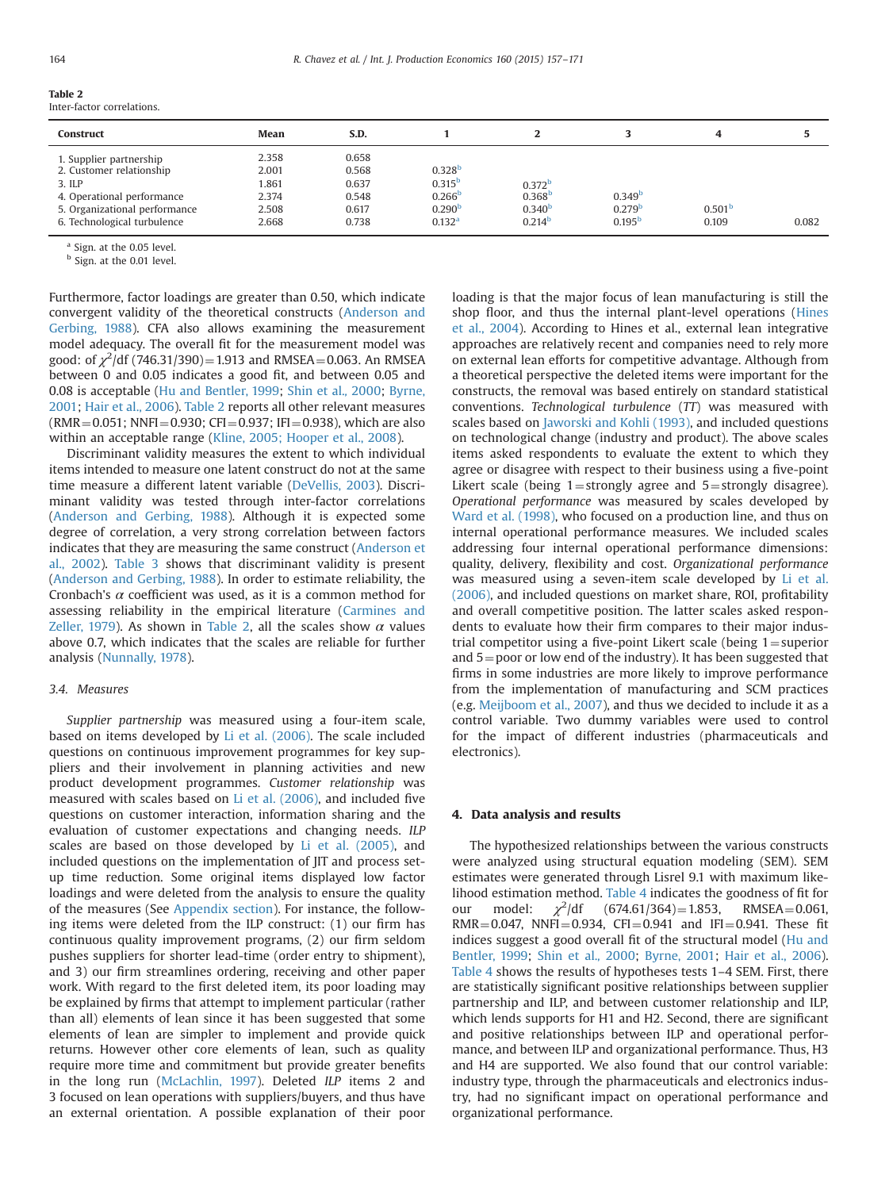**Table 2**
Inter-factor correlations.

| Construct | Mean | S.D. | 1 | 2 | 3 | 4 | 5 |
|---|---|---|---|---|---|---|---|
| 1. Supplier partnership | 2.358 | 0.658 | | | | | |
| 2. Customer relationship | 2.001 | 0.568 | 0.328[b] | | | | |
| 3. ILP | 1.861 | 0.637 | 0.315[b] | 0.372[b] | | | |
| 4. Operational performance | 2.374 | 0.548 | 0.266[b] | 0.368[b] | 0.349[b] | | |
| 5. Organizational performance | 2.508 | 0.617 | 0.290[b] | 0.340[b] | 0.279[b] | 0.501[b] | |
| 6. Technological turbulence | 2.668 | 0.738 | 0.132[a] | 0.214[b] | 0.195[b] | 0.109 | 0.082 |

[a] Sign. at the 0.05 level.
[b] Sign. at the 0.01 level.

Furthermore, factor loadings are greater than 0.50, which indicate convergent validity of the theoretical constructs (Anderson and Gerbing, 1988). CFA also allows examining the measurement model adequacy. The overall fit for the measurement model was good: of $\chi^2$/df (746.31/390)=1.913 and RMSEA=0.063. An RMSEA between 0 and 0.05 indicates a good fit, and between 0.05 and 0.08 is acceptable (Hu and Bentler, 1999; Shin et al., 2000; Byrne, 2001; Hair et al., 2006). Table 2 reports all other relevant measures (RMR=0.051; NNFI=0.930; CFI=0.937; IFI=0.938), which are also within an acceptable range (Kline, 2005; Hooper et al., 2008).

Discriminant validity measures the extent to which individual items intended to measure one latent construct do not at the same time measure a different latent variable (DeVellis, 2003). Discriminant validity was tested through inter-factor correlations (Anderson and Gerbing, 1988). Although it is expected some degree of correlation, a very strong correlation between factors indicates that they are measuring the same construct (Anderson et al., 2002). Table 3 shows that discriminant validity is present (Anderson and Gerbing, 1988). In order to estimate reliability, the Cronbach's $\alpha$ coefficient was used, as it is a common method for assessing reliability in the empirical literature (Carmines and Zeller, 1979). As shown in Table 2, all the scales show $\alpha$ values above 0.7, which indicates that the scales are reliable for further analysis (Nunnally, 1978).

### 3.4. Measures

*Supplier partnership* was measured using a four-item scale, based on items developed by Li et al. (2006). The scale included questions on continuous improvement programmes for key suppliers and their involvement in planning activities and new product development programmes. *Customer relationship* was measured with scales based on Li et al. (2006), and included five questions on customer interaction, information sharing and the evaluation of customer expectations and changing needs. *ILP* scales are based on those developed by Li et al. (2005), and included questions on the implementation of JIT and process set-up time reduction. Some original items displayed low factor loadings and were deleted from the analysis to ensure the quality of the measures (See Appendix section). For instance, the following items were deleted from the ILP construct: (1) our firm has continuous quality improvement programs, (2) our firm seldom pushes suppliers for shorter lead-time (order entry to shipment), and 3) our firm streamlines ordering, receiving and other paper work. With regard to the first deleted item, its poor loading may be explained by firms that attempt to implement particular (rather than all) elements of lean since it has been suggested that some elements of lean are simpler to implement and provide quick returns. However other core elements of lean, such as quality require more time and commitment but provide greater benefits in the long run (McLachlin, 1997). Deleted *ILP* items 2 and 3 focused on lean operations with suppliers/buyers, and thus have an external orientation. A possible explanation of their poor loading is that the major focus of lean manufacturing is still the shop floor, and thus the internal plant-level operations (Hines et al., 2004). According to Hines et al., external lean integrative approaches are relatively recent and companies need to rely more on external lean efforts for competitive advantage. Although from a theoretical perspective the deleted items were important for the constructs, the removal was based entirely on standard statistical conventions. *Technological turbulence* (*TT*) was measured with scales based on Jaworski and Kohli (1993), and included questions on technological change (industry and product). The above scales items asked respondents to evaluate the extent to which they agree or disagree with respect to their business using a five-point Likert scale (being 1=strongly agree and 5=strongly disagree). *Operational performance* was measured by scales developed by Ward et al. (1998), who focused on a production line, and thus on internal operational performance measures. We included scales addressing four internal operational performance dimensions: quality, delivery, flexibility and cost. *Organizational performance* was measured using a seven-item scale developed by Li et al. (2006), and included questions on market share, ROI, profitability and overall competitive position. The latter scales asked respondents to evaluate how their firm compares to their major industrial competitor using a five-point Likert scale (being 1=superior and 5=poor or low end of the industry). It has been suggested that firms in some industries are more likely to improve performance from the implementation of manufacturing and SCM practices (e.g. Meijboom et al., 2007), and thus we decided to include it as a control variable. Two dummy variables were used to control for the impact of different industries (pharmaceuticals and electronics).

## 4. Data analysis and results

The hypothesized relationships between the various constructs were analyzed using structural equation modeling (SEM). SEM estimates were generated through Lisrel 9.1 with maximum likelihood estimation method. Table 4 indicates the goodness of fit for our model: $\chi^2$/df (674.61/364)=1.853, RMSEA=0.061, RMR=0.047, NNFI=0.934, CFI=0.941 and IFI=0.941. These fit indices suggest a good overall fit of the structural model (Hu and Bentler, 1999; Shin et al., 2000; Byrne, 2001; Hair et al., 2006). Table 4 shows the results of hypotheses tests 1–4 SEM. First, there are statistically significant positive relationships between supplier partnership and ILP, and between customer relationship and ILP, which lends supports for H1 and H2. Second, there are significant and positive relationships between ILP and operational performance, and between ILP and organizational performance. Thus, H3 and H4 are supported. We also found that our control variable: industry type, through the pharmaceuticals and electronics industry, had no significant impact on operational performance and organizational performance.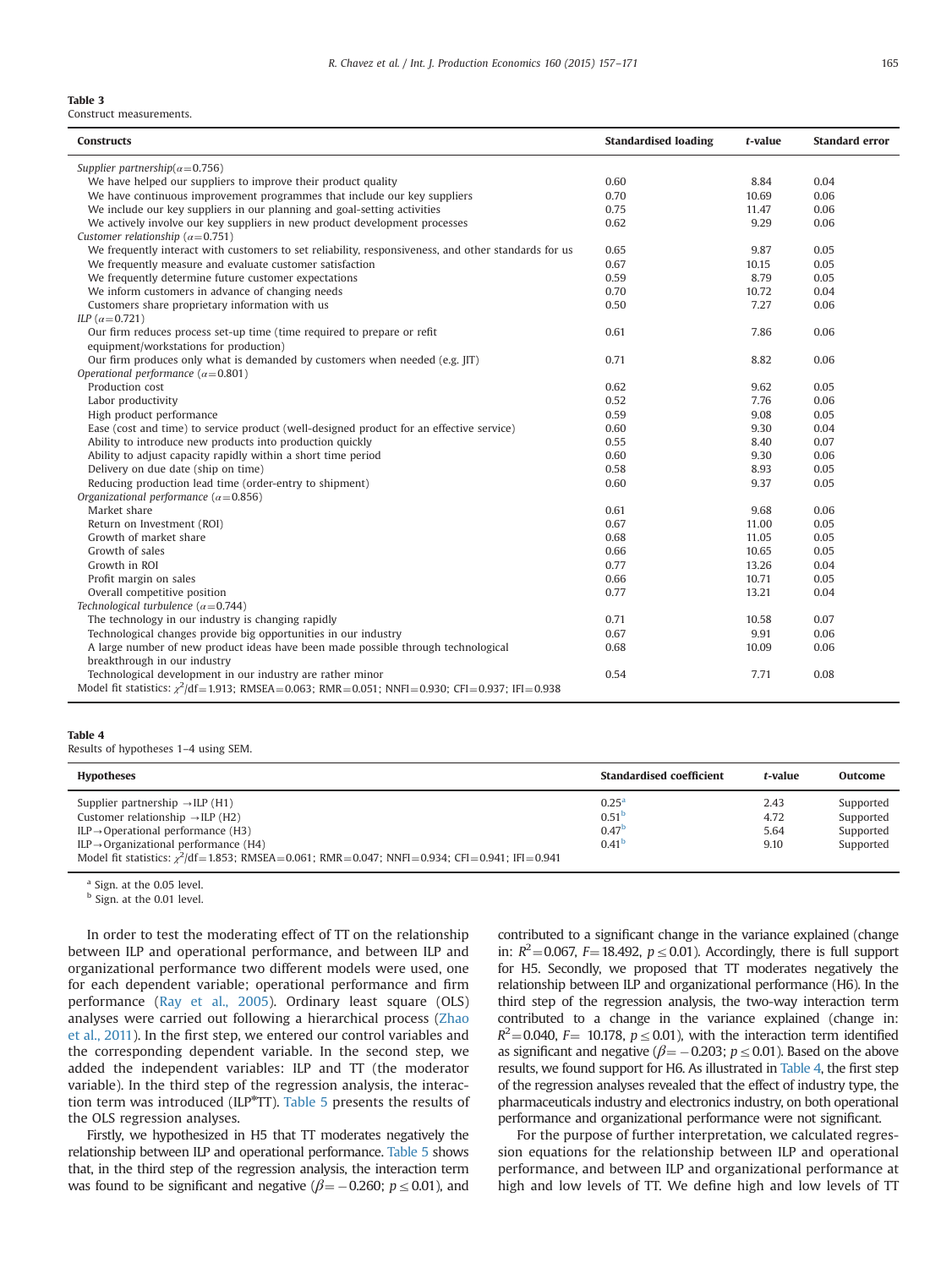**Table 3**
Construct measurements.

| Constructs | Standardised loading | *t*-value | Standard error |
|---|---|---|---|
| *Supplier partnership*($\alpha$=0.756) | | | |
| We have helped our suppliers to improve their product quality | 0.60 | 8.84 | 0.04 |
| We have continuous improvement programmes that include our key suppliers | 0.70 | 10.69 | 0.06 |
| We include our key suppliers in our planning and goal-setting activities | 0.75 | 11.47 | 0.06 |
| We actively involve our key suppliers in new product development processes | 0.62 | 9.29 | 0.06 |
| *Customer relationship* ($\alpha$=0.751) | | | |
| We frequently interact with customers to set reliability, responsiveness, and other standards for us | 0.65 | 9.87 | 0.05 |
| We frequently measure and evaluate customer satisfaction | 0.67 | 10.15 | 0.05 |
| We frequently determine future customer expectations | 0.59 | 8.79 | 0.05 |
| We inform customers in advance of changing needs | 0.70 | 10.72 | 0.04 |
| Customers share proprietary information with us | 0.50 | 7.27 | 0.06 |
| *ILP* ($\alpha$=0.721) | | | |
| Our firm reduces process set-up time (time required to prepare or refit equipment/workstations for production) | 0.61 | 7.86 | 0.06 |
| Our firm produces only what is demanded by customers when needed (e.g. JIT) | 0.71 | 8.82 | 0.06 |
| *Operational performance* ($\alpha$=0.801) | | | |
| Production cost | 0.62 | 9.62 | 0.05 |
| Labor productivity | 0.52 | 7.76 | 0.06 |
| High product performance | 0.59 | 9.08 | 0.05 |
| Ease (cost and time) to service product (well-designed product for an effective service) | 0.60 | 9.30 | 0.04 |
| Ability to introduce new products into production quickly | 0.55 | 8.40 | 0.07 |
| Ability to adjust capacity rapidly within a short time period | 0.60 | 9.30 | 0.06 |
| Delivery on due date (ship on time) | 0.58 | 8.93 | 0.05 |
| Reducing production lead time (order-entry to shipment) | 0.60 | 9.37 | 0.05 |
| *Organizational performance* ($\alpha$=0.856) | | | |
| Market share | 0.61 | 9.68 | 0.06 |
| Return on Investment (ROI) | 0.67 | 11.00 | 0.05 |
| Growth of market share | 0.68 | 11.05 | 0.05 |
| Growth of sales | 0.66 | 10.65 | 0.05 |
| Growth in ROI | 0.77 | 13.26 | 0.04 |
| Profit margin on sales | 0.66 | 10.71 | 0.05 |
| Overall competitive position | 0.77 | 13.21 | 0.04 |
| *Technological turbulence* ($\alpha$=0.744) | | | |
| The technology in our industry is changing rapidly | 0.71 | 10.58 | 0.07 |
| Technological changes provide big opportunities in our industry | 0.67 | 9.91 | 0.06 |
| A large number of new product ideas have been made possible through technological breakthrough in our industry | 0.68 | 10.09 | 0.06 |
| Technological development in our industry are rather minor | 0.54 | 7.71 | 0.08 |
| Model fit statistics: $\chi^2$/df=1.913; RMSEA=0.063; RMR=0.051; NNFI=0.930; CFI=0.937; IFI=0.938 | | | |

**Table 4**
Results of hypotheses 1–4 using SEM.

| Hypotheses | Standardised coefficient | *t*-value | Outcome |
|---|---|---|---|
| Supplier partnership →ILP (H1) | 0.25[a] | 2.43 | Supported |
| Customer relationship →ILP (H2) | 0.51[b] | 4.72 | Supported |
| ILP→Operational performance (H3) | 0.47[b] | 5.64 | Supported |
| ILP→Organizational performance (H4) | 0.41[b] | 9.10 | Supported |
| Model fit statistics: $\chi^2$/df=1.853; RMSEA=0.061; RMR=0.047; NNFI=0.934; CFI=0.941; IFI=0.941 | | | |

[a] Sign. at the 0.05 level.
[b] Sign. at the 0.01 level.

In order to test the moderating effect of TT on the relationship between ILP and operational performance, and between ILP and organizational performance two different models were used, one for each dependent variable; operational performance and firm performance (Ray et al., 2005). Ordinary least square (OLS) analyses were carried out following a hierarchical process (Zhao et al., 2011). In the first step, we entered our control variables and the corresponding dependent variable. In the second step, we added the independent variables: ILP and TT (the moderator variable). In the third step of the regression analysis, the interaction term was introduced (ILP*TT). Table 5 presents the results of the OLS regression analyses.

Firstly, we hypothesized in H5 that TT moderates negatively the relationship between ILP and operational performance. Table 5 shows that, in the third step of the regression analysis, the interaction term was found to be significant and negative ($\beta = -0.260$; $p \leq 0.01$), and contributed to a significant change in the variance explained (change in: $R^2 = 0.067$, $F = 18.492$, $p \leq 0.01$). Accordingly, there is full support for H5. Secondly, we proposed that TT moderates negatively the relationship between ILP and organizational performance (H6). In the third step of the regression analysis, the two-way interaction term contributed to a change in the variance explained (change in: $R^2 = 0.040$, $F = 10.178$, $p \leq 0.01$), with the interaction term identified as significant and negative ($\beta = -0.203$; $p \leq 0.01$). Based on the above results, we found support for H6. As illustrated in Table 4, the first step of the regression analyses revealed that the effect of industry type, the pharmaceuticals industry and electronics industry, on both operational performance and organizational performance were not significant.

For the purpose of further interpretation, we calculated regression equations for the relationship between ILP and operational performance, and between ILP and organizational performance at high and low levels of TT. We define high and low levels of TT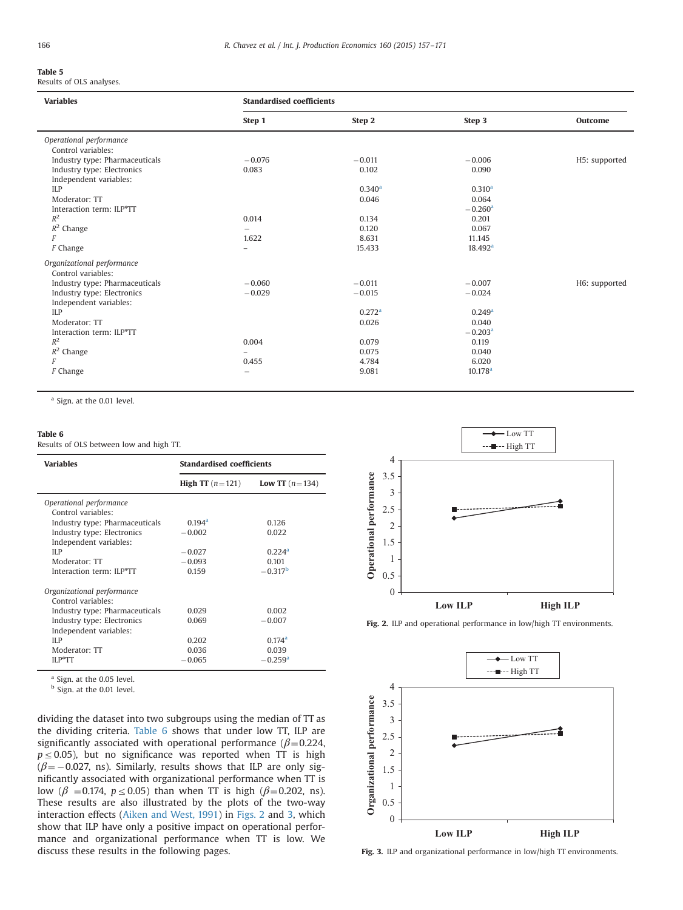**Table 5**
Results of OLS analyses.

| Variables | Standardised coefficients | | | |
|---|---|---|---|---|
| | Step 1 | Step 2 | Step 3 | Outcome |
| *Operational performance* | | | | |
| Control variables: | | | | |
| Industry type: Pharmaceuticals | −0.076 | −0.011 | −0.006 | H5: supported |
| Industry type: Electronics | 0.083 | 0.102 | 0.090 | |
| Independent variables: | | | | |
| ILP | | 0.340[a] | 0.310[a] | |
| Moderator: TT | | 0.046 | 0.064 | |
| Interaction term: ILP*TT | | | −0.260[a] | |
| $R^2$ | 0.014 | 0.134 | 0.201 | |
| $R^2$ Change | – | 0.120 | 0.067 | |
| $F$ | 1.622 | 8.631 | 11.145 | |
| $F$ Change | – | 15.433 | 18.492[a] | |
| *Organizational performance* | | | | |
| Control variables: | | | | |
| Industry type: Pharmaceuticals | −0.060 | −0.011 | −0.007 | H6: supported |
| Industry type: Electronics | −0.029 | −0.015 | −0.024 | |
| Independent variables: | | | | |
| ILP | | 0.272[a] | 0.249[a] | |
| Moderator: TT | | 0.026 | 0.040 | |
| Interaction term: ILP*TT | | | −0.203[a] | |
| $R^2$ | 0.004 | 0.079 | 0.119 | |
| $R^2$ Change | – | 0.075 | 0.040 | |
| $F$ | 0.455 | 4.784 | 6.020 | |
| $F$ Change | – | 9.081 | 10.178[a] | |

[a] Sign. at the 0.01 level.

**Table 6**
Results of OLS between low and high TT.

| Variables | Standardised coefficients | |
|---|---|---|
| | High TT ($n$=121) | Low TT ($n$=134) |
| *Operational performance* | | |
| Control variables: | | |
| Industry type: Pharmaceuticals | 0.194[a] | 0.126 |
| Industry type: Electronics | −0.002 | 0.022 |
| Independent variables: | | |
| ILP | −0.027 | 0.224[a] |
| Moderator: TT | −0.093 | 0.101 |
| Interaction term: ILP*TT | 0.159 | −0.317[b] |
| *Organizational performance* | | |
| Control variables: | | |
| Industry type: Pharmaceuticals | 0.029 | 0.002 |
| Industry type: Electronics | 0.069 | −0.007 |
| Independent variables: | | |
| ILP | 0.202 | 0.174[a] |
| Moderator: TT | 0.036 | 0.039 |
| ILP*TT | −0.065 | −0.259[a] |

[a] Sign. at the 0.05 level.
[b] Sign. at the 0.01 level.

dividing the dataset into two subgroups using the median of TT as the dividing criteria. Table 6 shows that under low TT, ILP are significantly associated with operational performance ($\beta$=0.224, $p \leq 0.05$), but no significance was reported when TT is high ($\beta$=−0.027, ns). Similarly, results shows that ILP are only significantly associated with organizational performance when TT is low ($\beta$ =0.174, $p \leq 0.05$) than when TT is high ($\beta$=0.202, ns). These results are also illustrated by the plots of the two-way interaction effects (Aiken and West, 1991) in Figs. 2 and 3, which show that ILP have only a positive impact on operational performance and organizational performance when TT is low. We discuss these results in the following pages.

**Fig. 2.** ILP and operational performance in low/high TT environments.

**Fig. 3.** ILP and organizational performance in low/high TT environments.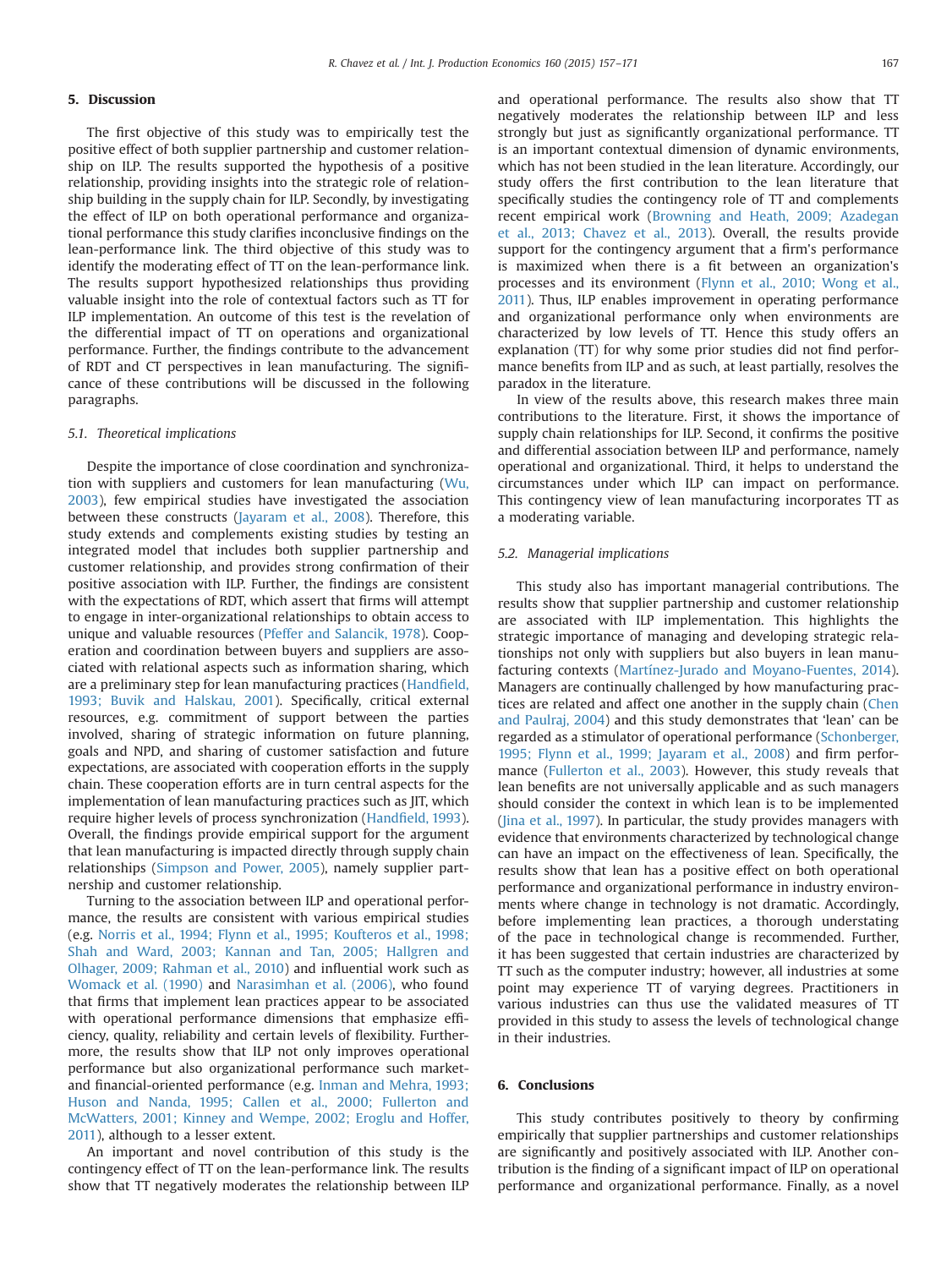## 5. Discussion

The first objective of this study was to empirically test the positive effect of both supplier partnership and customer relationship on ILP. The results supported the hypothesis of a positive relationship, providing insights into the strategic role of relationship building in the supply chain for ILP. Secondly, by investigating the effect of ILP on both operational performance and organizational performance this study clarifies inconclusive findings on the lean-performance link. The third objective of this study was to identify the moderating effect of TT on the lean-performance link. The results support hypothesized relationships thus providing valuable insight into the role of contextual factors such as TT for ILP implementation. An outcome of this test is the revelation of the differential impact of TT on operations and organizational performance. Further, the findings contribute to the advancement of RDT and CT perspectives in lean manufacturing. The significance of these contributions will be discussed in the following paragraphs.

### 5.1. Theoretical implications

Despite the importance of close coordination and synchronization with suppliers and customers for lean manufacturing (Wu, 2003), few empirical studies have investigated the association between these constructs (Jayaram et al., 2008). Therefore, this study extends and complements existing studies by testing an integrated model that includes both supplier partnership and customer relationship, and provides strong confirmation of their positive association with ILP. Further, the findings are consistent with the expectations of RDT, which assert that firms will attempt to engage in inter-organizational relationships to obtain access to unique and valuable resources (Pfeffer and Salancik, 1978). Cooperation and coordination between buyers and suppliers are associated with relational aspects such as information sharing, which are a preliminary step for lean manufacturing practices (Handfield, 1993; Buvik and Halskau, 2001). Specifically, critical external resources, e.g. commitment of support between the parties involved, sharing of strategic information on future planning, goals and NPD, and sharing of customer satisfaction and future expectations, are associated with cooperation efforts in the supply chain. These cooperation efforts are in turn central aspects for the implementation of lean manufacturing practices such as JIT, which require higher levels of process synchronization (Handfield, 1993). Overall, the findings provide empirical support for the argument that lean manufacturing is impacted directly through supply chain relationships (Simpson and Power, 2005), namely supplier partnership and customer relationship.

Turning to the association between ILP and operational performance, the results are consistent with various empirical studies (e.g. Norris et al., 1994; Flynn et al., 1995; Koufteros et al., 1998; Shah and Ward, 2003; Kannan and Tan, 2005; Hallgren and Olhager, 2009; Rahman et al., 2010) and influential work such as Womack et al. (1990) and Narasimhan et al. (2006), who found that firms that implement lean practices appear to be associated with operational performance dimensions that emphasize efficiency, quality, reliability and certain levels of flexibility. Furthermore, the results show that ILP not only improves operational performance but also organizational performance such market- and financial-oriented performance (e.g. Inman and Mehra, 1993; Huson and Nanda, 1995; Callen et al., 2000; Fullerton and McWatters, 2001; Kinney and Wempe, 2002; Eroglu and Hoffer, 2011), although to a lesser extent.

An important and novel contribution of this study is the contingency effect of TT on the lean-performance link. The results show that TT negatively moderates the relationship between ILP and operational performance. The results also show that TT negatively moderates the relationship between ILP and less strongly but just as significantly organizational performance. TT is an important contextual dimension of dynamic environments, which has not been studied in the lean literature. Accordingly, our study offers the first contribution to the lean literature that specifically studies the contingency role of TT and complements recent empirical work (Browning and Heath, 2009; Azadegan et al., 2013; Chavez et al., 2013). Overall, the results provide support for the contingency argument that a firm's performance is maximized when there is a fit between an organization's processes and its environment (Flynn et al., 2010; Wong et al., 2011). Thus, ILP enables improvement in operating performance and organizational performance only when environments are characterized by low levels of TT. Hence this study offers an explanation (TT) for why some prior studies did not find performance benefits from ILP and as such, at least partially, resolves the paradox in the literature.

In view of the results above, this research makes three main contributions to the literature. First, it shows the importance of supply chain relationships for ILP. Second, it confirms the positive and differential association between ILP and performance, namely operational and organizational. Third, it helps to understand the circumstances under which ILP can impact on performance. This contingency view of lean manufacturing incorporates TT as a moderating variable.

### 5.2. Managerial implications

This study also has important managerial contributions. The results show that supplier partnership and customer relationship are associated with ILP implementation. This highlights the strategic importance of managing and developing strategic relationships not only with suppliers but also buyers in lean manufacturing contexts (Martínez-Jurado and Moyano-Fuentes, 2014). Managers are continually challenged by how manufacturing practices are related and affect one another in the supply chain (Chen and Paulraj, 2004) and this study demonstrates that 'lean' can be regarded as a stimulator of operational performance (Schonberger, 1995; Flynn et al., 1999; Jayaram et al., 2008) and firm performance (Fullerton et al., 2003). However, this study reveals that lean benefits are not universally applicable and as such managers should consider the context in which lean is to be implemented (Jina et al., 1997). In particular, the study provides managers with evidence that environments characterized by technological change can have an impact on the effectiveness of lean. Specifically, the results show that lean has a positive effect on both operational performance and organizational performance in industry environments where change in technology is not dramatic. Accordingly, before implementing lean practices, a thorough understating of the pace in technological change is recommended. Further, it has been suggested that certain industries are characterized by TT such as the computer industry; however, all industries at some point may experience TT of varying degrees. Practitioners in various industries can thus use the validated measures of TT provided in this study to assess the levels of technological change in their industries.

## 6. Conclusions

This study contributes positively to theory by confirming empirically that supplier partnerships and customer relationships are significantly and positively associated with ILP. Another contribution is the finding of a significant impact of ILP on operational performance and organizational performance. Finally, as a novel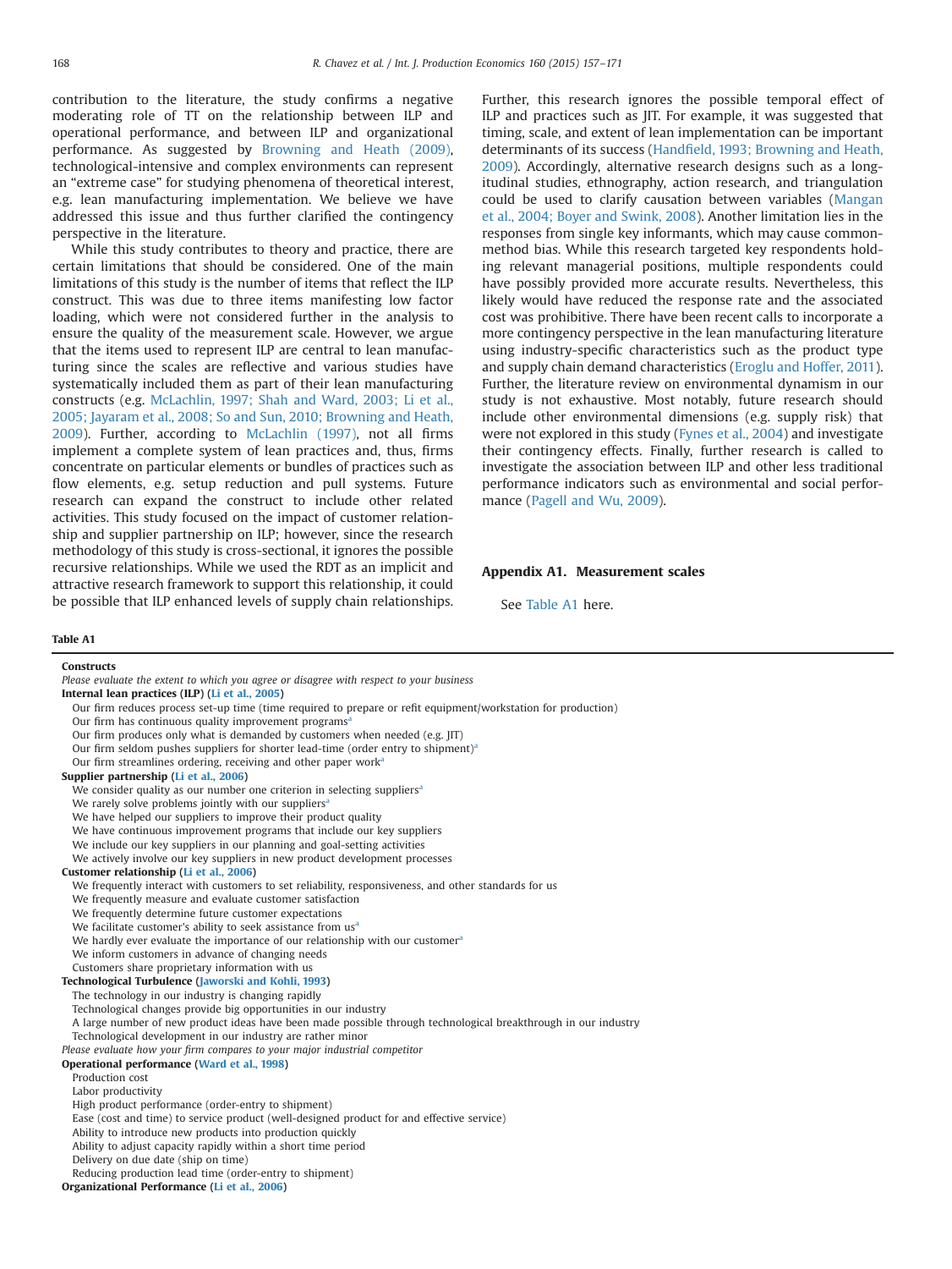contribution to the literature, the study confirms a negative moderating role of TT on the relationship between ILP and operational performance, and between ILP and organizational performance. As suggested by Browning and Heath (2009), technological-intensive and complex environments can represent an "extreme case" for studying phenomena of theoretical interest, e.g. lean manufacturing implementation. We believe we have addressed this issue and thus further clarified the contingency perspective in the literature.

While this study contributes to theory and practice, there are certain limitations that should be considered. One of the main limitations of this study is the number of items that reflect the ILP construct. This was due to three items manifesting low factor loading, which were not considered further in the analysis to ensure the quality of the measurement scale. However, we argue that the items used to represent ILP are central to lean manufacturing since the scales are reflective and various studies have systematically included them as part of their lean manufacturing constructs (e.g. McLachlin, 1997; Shah and Ward, 2003; Li et al., 2005; Jayaram et al., 2008; So and Sun, 2010; Browning and Heath, 2009). Further, according to McLachlin (1997), not all firms implement a complete system of lean practices and, thus, firms concentrate on particular elements or bundles of practices such as flow elements, e.g. setup reduction and pull systems. Future research can expand the construct to include other related activities. This study focused on the impact of customer relationship and supplier partnership on ILP; however, since the research methodology of this study is cross-sectional, it ignores the possible recursive relationships. While we used the RDT as an implicit and attractive research framework to support this relationship, it could be possible that ILP enhanced levels of supply chain relationships. Further, this research ignores the possible temporal effect of ILP and practices such as JIT. For example, it was suggested that timing, scale, and extent of lean implementation can be important determinants of its success (Handfield, 1993; Browning and Heath, 2009). Accordingly, alternative research designs such as a longitudinal studies, ethnography, action research, and triangulation could be used to clarify causation between variables (Mangan et al., 2004; Boyer and Swink, 2008). Another limitation lies in the responses from single key informants, which may cause common-method bias. While this research targeted key respondents holding relevant managerial positions, multiple respondents could have possibly provided more accurate results. Nevertheless, this likely would have reduced the response rate and the associated cost was prohibitive. There have been recent calls to incorporate a more contingency perspective in the lean manufacturing literature using industry-specific characteristics such as the product type and supply chain demand characteristics (Eroglu and Hoffer, 2011). Further, the literature review on environmental dynamism in our study is not exhaustive. Most notably, future research should include other environmental dimensions (e.g. supply risk) that were not explored in this study (Fynes et al., 2004) and investigate their contingency effects. Finally, further research is called to investigate the association between ILP and other less traditional performance indicators such as environmental and social performance (Pagell and Wu, 2009).

## Appendix A1. Measurement scales

See Table A1 here.

**Table A1**

| |
|---|
| **Constructs** |
| *Please evaluate the extent to which you agree or disagree with respect to your business* |
| **Internal lean practices (ILP) (Li et al., 2005)** |
| Our firm reduces process set-up time (time required to prepare or refit equipment/workstation for production) |
| Our firm has continuous quality improvement programs[a] |
| Our firm produces only what is demanded by customers when needed (e.g. JIT) |
| Our firm seldom pushes suppliers for shorter lead-time (order entry to shipment)[a] |
| Our firm streamlines ordering, receiving and other paper work[a] |
| **Supplier partnership (Li et al., 2006)** |
| We consider quality as our number one criterion in selecting suppliers[a] |
| We rarely solve problems jointly with our suppliers[a] |
| We have helped our suppliers to improve their product quality |
| We have continuous improvement programs that include our key suppliers |
| We include our key suppliers in our planning and goal-setting activities |
| We actively involve our key suppliers in new product development processes |
| **Customer relationship (Li et al., 2006)** |
| We frequently interact with customers to set reliability, responsiveness, and other standards for us |
| We frequently measure and evaluate customer satisfaction |
| We frequently determine future customer expectations |
| We facilitate customer's ability to seek assistance from us[a] |
| We hardly ever evaluate the importance of our relationship with our customer[a] |
| We inform customers in advance of changing needs |
| Customers share proprietary information with us |
| **Technological Turbulence (Jaworski and Kohli, 1993)** |
| The technology in our industry is changing rapidly |
| Technological changes provide big opportunities in our industry |
| A large number of new product ideas have been made possible through technological breakthrough in our industry |
| Technological development in our industry are rather minor |
| *Please evaluate how your firm compares to your major industrial competitor* |
| **Operational performance (Ward et al., 1998)** |
| Production cost |
| Labor productivity |
| High product performance (order-entry to shipment) |
| Ease (cost and time) to service product (well-designed product for and effective service) |
| Ability to introduce new products into production quickly |
| Ability to adjust capacity rapidly within a short time period |
| Delivery on due date (ship on time) |
| Reducing production lead time (order-entry to shipment) |
| **Organizational Performance (Li et al., 2006)** |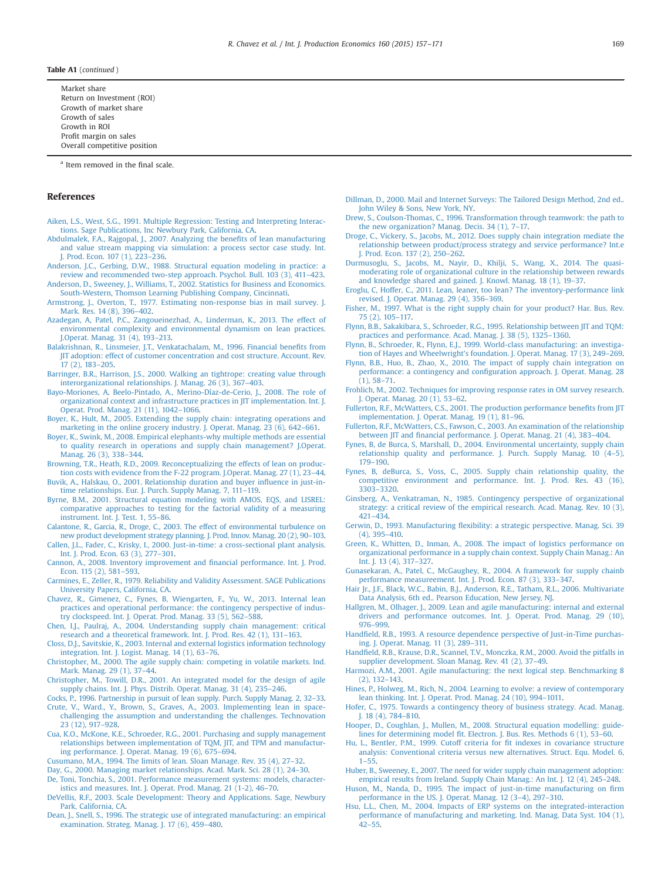**Table A1** (*continued*)

| |
|---|
| Market share |
| Return on Investment (ROI) |
| Growth of market share |
| Growth of sales |
| Growth in ROI |
| Profit margin on sales |
| Overall competitive position |

[a] Item removed in the final scale.

## References

Aiken, L.S., West, S.G., 1991. Multiple Regression: Testing and Interpreting Interactions. Sage Publications, Inc Newbury Park, California, CA.

Abdulmalek, F.A., Rajgopal, J., 2007. Analyzing the benefits of lean manufacturing and value stream mapping via simulation: a process sector case study. Int. J. Prod. Econ. 107 (1), 223–236.

Anderson, J.C., Gerbing, D.W., 1988. Structural equation modeling in practice: a review and recommended two-step approach. Psychol. Bull. 103 (3), 411–423.

Anderson, D., Sweeney, J., Williams, T., 2002. Statistics for Business and Economics. South-Western, Thomson Learning Publishing Company, Cincinnati.

Armstrong, J., Overton, T., 1977. Estimating non-response bias in mail survey. J. Mark. Res. 14 (8), 396–402.

Azadegan, A, Patel, P.C., Zangoueinezhad, A., Linderman, K., 2013. The effect of environmental complexity and environmental dynamism on lean practices. J.Operat. Manag. 31 (4), 193–213.

Balakrishnan, R., Linsmeier, J.T., Venkatachalam, M., 1996. Financial benefits from JIT adoption: effect of customer concentration and cost structure. Account. Rev. 17 (2), 183–205.

Barringer, B.R., Harrison, J.S., 2000. Walking an tightrope: creating value through interorganizational relationships. J. Manag. 26 (3), 367–403.

Bayo-Moriones, A, Beelo-Pintado, A., Merino-Díaz-de-Cerio, J., 2008. The role of organizational context and infrastructure practices in JIT implementation. Int. J. Operat. Prod. Manag. 21 (11), 1042–1066.

Boyer, K., Hult, M., 2005. Extending the supply chain: integrating operations and marketing in the online grocery industry. J. Operat. Manag. 23 (6), 642–661.

Boyer, K., Swink, M., 2008. Empirical elephants-why multiple methods are essential to quality research in operations and supply chain management? J.Operat. Manag. 26 (3), 338–344.

Browning, T.R., Heath, R.D., 2009. Reconceptualizing the effects of lean on production costs with evidence from the F-22 program. J.Operat. Manag. 27 (1), 23–44.

Buvik, A., Halskau, O., 2001. Relationship duration and buyer influence in just-in-time relationships. Eur. J. Purch. Supply Manag. 7, 111–119.

Byrne, B.M., 2001. Structural equation modeling with AMOS, EQS, and LISREL: comparative approaches to testing for the factorial validity of a measuring instrument. Int. J. Test. 1, 55–86.

Calantone, R., Garcia, R., Droge, C., 2003. The effect of environmental turbulence on new product development strategy planning. J. Prod. Innov. Manag. 20 (2), 90–103.

Callen, J.L., Fader, C., Krisky, I., 2000. Just-in-time: a cross-sectional plant analysis. Int. J. Prod. Econ. 63 (3), 277–301.

Cannon, A., 2008. Inventory improvement and financial performance. Int. J. Prod. Econ. 115 (2), 581–593.

Carmines, E., Zeller, R., 1979. Reliability and Validity Assessment. SAGE Publications University Papers, California, CA.

Chavez, R., Gimenez, C., Fynes, B, Wiengarten, F., Yu, W., 2013. Internal lean practices and operational performance: the contingency perspective of industry clockspeed. Int. J. Operat. Prod. Manag. 33 (5), 562–588.

Chen, I.J., Paulraj, A., 2004. Understanding supply chain management: critical research and a theoretical framework. Int. J. Prod. Res. 42 (1), 131–163.

Closs, D.J., Savitskie, K., 2003. Internal and external logistics information technology integration. Int. J. Logist. Manag. 14 (1), 63–76.

Christopher, M., 2000. The agile supply chain: competing in volatile markets. Ind. Mark. Manag. 29 (1), 37–44.

Christopher, M., Towill, D.R., 2001. An integrated model for the design of agile supply chains. Int. J. Phys. Distrib. Operat. Manag. 31 (4), 235–246.

Cocks, P., 1996. Partnership in pursuit of lean supply. Purch. Supply Manag. 2, 32–33.

Crute, V., Ward., Y., Brown, S., Graves, A., 2003. Implementing lean in space-challenging the assumption and understanding the challenges. Technovation 23 (12), 917–928.

Cua, K.O., McKone, K.E., Schroeder, R.G., 2001. Purchasing and supply management relationships between implementation of TQM, JIT, and TPM and manufacturing performance. J. Operat. Manag. 19 (6), 675–694.

Cusumano, M.A., 1994. The limits of lean. Sloan Manage. Rev. 35 (4), 27–32.

Day, G., 2000. Managing market relationships. Acad. Mark. Sci. 28 (1), 24–30.

De, Toni, Tonchia, S., 2001. Performance measurement systems: models, characteristics and measures. Int. J. Operat. Prod. Manag. 21 (1-2), 46–70.

DeVellis, R.F., 2003. Scale Development: Theory and Applications. Sage, Newbury Park, California, CA.

Dean, J., Snell, S., 1996. The strategic use of integrated manufacturing: an empirical examination. Strateg. Manag. J. 17 (6), 459–480.

Dillman, D., 2000. Mail and Internet Surveys: The Tailored Design Method, 2nd ed.. John Wiley & Sons, New York, NY.

Drew, S., Coulson-Thomas, C., 1996. Transformation through teamwork: the path to the new organization? Manag. Decis. 34 (1), 7–17.

Droge, C., Vickery, S., Jacobs, M., 2012. Does supply chain integration mediate the relationship between product/process strategy and service performance? Int.e J. Prod. Econ. 137 (2), 250–262.

Durmusoglu, S., Jacobs, M., Nayir, D., Khilji, S., Wang, X., 2014. The quasi-moderating role of organizational culture in the relationship between rewards and knowledge shared and gained. J. Knowl. Manag. 18 (1), 19–37.

Eroglu, C, Hoffer, C., 2011. Lean, leaner, too lean? The inventory-performance link revised. J. Operat. Manag. 29 (4), 356–369.

Fisher, M., 1997. What is the right supply chain for your product? Har. Bus. Rev. 75 (2), 105–117.

Flynn, B.B., Sakakibara, S., Schroeder, R.G., 1995. Relationship between JIT and TQM: practices and performance. Acad. Manag. J. 38 (5), 1325–1360.

Flynn, B., Schroeder, R., Flynn, E.J., 1999. World-class manufacturing: an investigation of Hayes and Wheelwright's foundation. J. Operat. Manag. 17 (3), 249–269.

Flynn, B.B., Huo, B., Zhao, X., 2010. The impact of supply chain integration on performance: a contingency and configuration approach. J. Operat. Manag. 28 (1), 58–71.

Frohlich, M., 2002. Techniques for improving response rates in OM survey research. J. Operat. Manag. 20 (1), 53–62.

Fullerton, R.F., McWatters, C.S., 2001. The production performance benefits from JIT implementation. J. Operat. Manag. 19 (1), 81–96.

Fullerton, R.F., McWatters, C.S., Fawson, C., 2003. An examination of the relationship between JIT and financial performance. J. Operat. Manag. 21 (4), 383–404.

Fynes, B, de Burca, S, Marshall, D., 2004. Environmental uncertainty, supply chain relationship quality and performance. J. Purch. Supply Manag. 10 (4–5), 179–190.

Fynes, B, deBurca, S., Voss, C., 2005. Supply chain relationship quality, the competitive environment and performance. Int. J. Prod. Res. 43 (16), 3303–3320.

Ginsberg, A., Venkatraman, N., 1985. Contingency perspective of organizational strategy: a critical review of the empirical research. Acad. Manag. Rev. 10 (3), 421–434.

Gerwin, D., 1993. Manufacturing flexibility: a strategic perspective. Manag. Sci. 39 (4), 395–410.

Green, K., Whitten, D., Inman, A., 2008. The impact of logistics performance on organizational performance in a supply chain context. Supply Chain Manag.: An Int. J. 13 (4), 317–327.

Gunasekaran, A., Patel, C., McGaughey, R., 2004. A framework for supply chainb performance measureement. Int. J. Prod. Econ. 87 (3), 333–347.

Hair Jr., J.F., Black, W.C., Babin, B.J., Anderson, R.E., Tatham, R.L., 2006. Multivariate Data Analysis, 6th ed.. Pearson Education, New Jersey, NJ.

Hallgren, M., Olhager, J., 2009. Lean and agile manufacturing: internal and external drivers and performance outcomes. Int. J. Operat. Prod. Manag. 29 (10), 976–999.

Handfield, R.B., 1993. A resource dependence perspective of Just-in-Time purchasing. J. Operat. Manag. 11 (3), 289–311.

Handfield, R.B., Krause, D.R., Scannel, T.V., Monczka, R.M., 2000. Avoid the pitfalls in supplier development. Sloan Manag. Rev. 41 (2), 37–49.

Harmozi, A.M., 2001. Agile manufacturing: the next logical step. Benchmarking 8 (2), 132–143.

Hines, P., Holweg, M., Rich, N., 2004. Learning to evolve: a review of contemporary lean thinking. Int. J. Operat. Prod. Manag. 24 (10), 994–1011.

Hofer, C., 1975. Towards a contingency theory of business strategy. Acad. Manag. J. 18 (4), 784–810.

Hooper, D., Coughlan, J., Mullen, M., 2008. Structural equation modelling: guidelines for determining model fit. Electron. J. Bus. Res. Methods 6 (1), 53–60.

Hu, L., Bentler, P.M., 1999. Cutoff criteria for fit indexes in covariance structure analysis: Conventional criteria versus new alternatives. Struct. Equ. Model. 6, 1–55.

Huber, B., Sweeney, E., 2007. The need for wider supply chain management adoption: empirical results from Ireland. Supply Chain Manag.: An Int. J. 12 (4), 245–248.

Huson, M., Nanda, D., 1995. The impact of just-in-time manufacturing on firm performance in the US. J. Operat. Manag. 12 (3–4), 297–310.

Hsu, L.L., Chen, M., 2004. Impacts of ERP systems on the integrated-interaction performance of manufacturing and marketing. Ind. Manag. Data Syst. 104 (1), 42–55.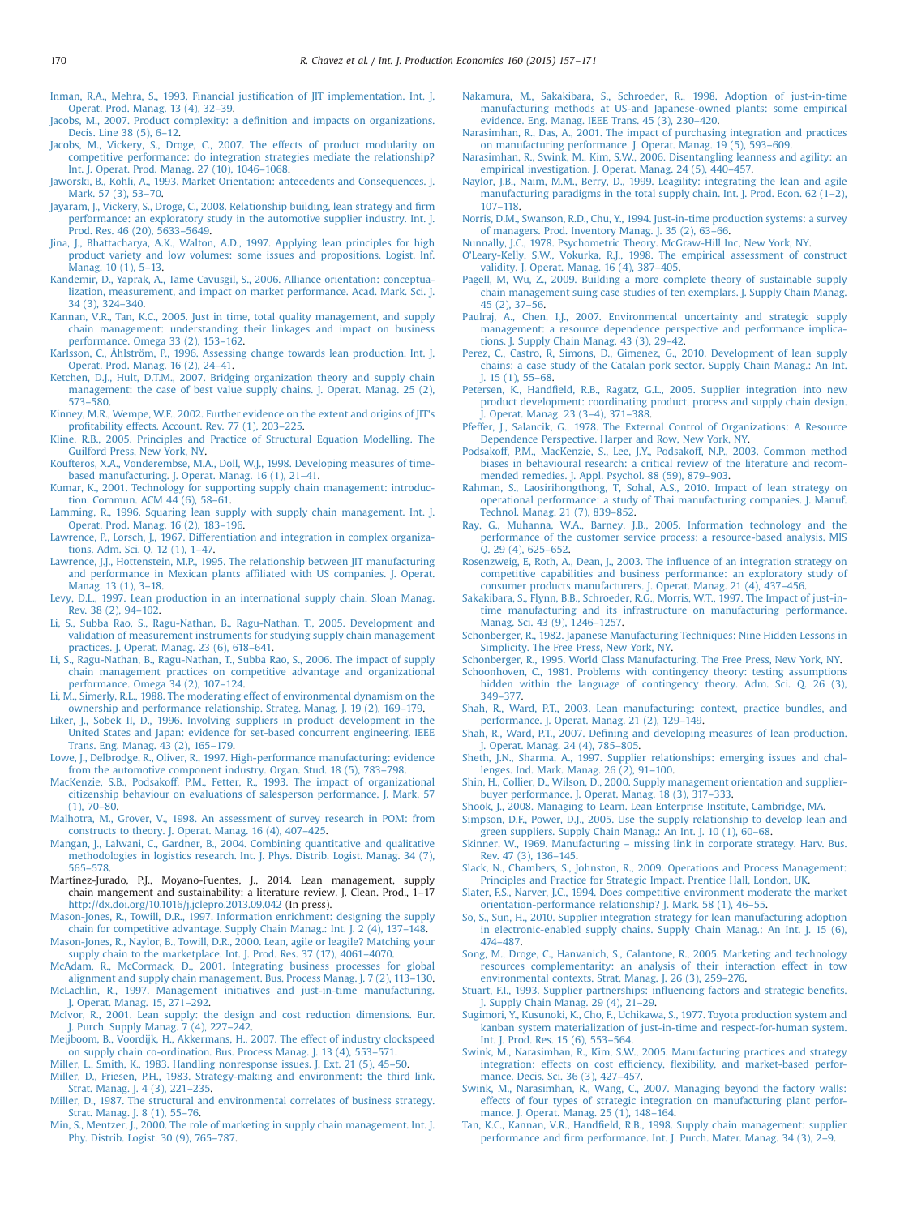Inman, R.A., Mehra, S., 1993. Financial justification of JIT implementation. Int. J. Operat. Prod. Manag. 13 (4), 32–39.

Jacobs, M., 2007. Product complexity: a definition and impacts on organizations. Decis. Line 38 (5), 6–12.

Jacobs, M., Vickery, S., Droge, C., 2007. The effects of product modularity on competitive performance: do integration strategies mediate the relationship? Int. J. Operat. Prod. Manag. 27 (10), 1046–1068.

Jaworski, B., Kohli, A., 1993. Market Orientation: antecedents and Consequences. J. Mark. 57 (3), 53–70.

Jayaram, J., Vickery, S., Droge, C., 2008. Relationship building, lean strategy and firm performance: an exploratory study in the automotive supplier industry. Int. J. Prod. Res. 46 (20), 5633–5649.

Jina, J., Bhattacharya, A.K., Walton, A.D., 1997. Applying lean principles for high product variety and low volumes: some issues and propositions. Logist. Inf. Manag. 10 (1), 5–13.

Kandemir, D., Yaprak, A., Tame Cavusgil, S., 2006. Alliance orientation: conceptualization, measurement, and impact on market performance. Acad. Mark. Sci. J. 34 (3), 324–340.

Kannan, V.R., Tan, K.C., 2005. Just in time, total quality management, and supply chain management: understanding their linkages and impact on business performance. Omega 33 (2), 153–162.

Karlsson, C., Åhlström, P., 1996. Assessing change towards lean production. Int. J. Operat. Prod. Manag. 16 (2), 24–41.

Ketchen, D.J., Hult, D.T.M., 2007. Bridging organization theory and supply chain management: the case of best value supply chains. J. Operat. Manag. 25 (2), 573–580.

Kinney, M.R., Wempe, W.F., 2002. Further evidence on the extent and origins of JIT's profitability effects. Account. Rev. 77 (1), 203–225.

Kline, R.B., 2005. Principles and Practice of Structural Equation Modelling. The Guilford Press, New York, NY.

Koufteros, X.A., Vonderembse, M.A., Doll, W.J., 1998. Developing measures of time-based manufacturing. J. Operat. Manag. 16 (1), 21–41.

Kumar, K., 2001. Technology for supporting supply chain management: introduction. Commun. ACM 44 (6), 58–61.

Lamming, R., 1996. Squaring lean supply with supply chain management. Int. J. Operat. Prod. Manag. 16 (2), 183–196.

Lawrence, P., Lorsch, J., 1967. Differentiation and integration in complex organizations. Adm. Sci. Q. 12 (1), 1–47.

Lawrence, J.J., Hottenstein, M.P., 1995. The relationship between JIT manufacturing and performance in Mexican plants affiliated with US companies. J. Operat. Manag. 13 (1), 3–18.

Levy, D.L., 1997. Lean production in an international supply chain. Sloan Manag. Rev. 38 (2), 94–102.

Li, S., Subba Rao, S., Ragu-Nathan, B., Ragu-Nathan, T., 2005. Development and validation of measurement instruments for studying supply chain management practices. J. Operat. Manag. 23 (6), 618–641.

Li, S., Ragu-Nathan, B., Ragu-Nathan, T., Subba Rao, S., 2006. The impact of supply chain management practices on competitive advantage and organizational performance. Omega 34 (2), 107–124.

Li, M., Simerly, R.L., 1988. The moderating effect of environmental dynamism on the ownership and performance relationship. Strateg. Manag. J. 19 (2), 169–179.

Liker, J., Sobek II, D., 1996. Involving suppliers in product development in the United States and Japan: evidence for set-based concurrent engineering. IEEE Trans. Eng. Manag. 43 (2), 165–179.

Lowe, J., Delbrodge, R., Oliver, R., 1997. High-performance manufacturing: evidence from the automotive component industry. Organ. Stud. 18 (5), 783–798.

MacKenzie, S.B., Podsakoff, P.M., Fetter, R., 1993. The impact of organizational citizenship behaviour on evaluations of salesperson performance. J. Mark. 57 (1), 70–80.

Malhotra, M., Grover, V., 1998. An assessment of survey research in POM: from constructs to theory. J. Operat. Manag. 16 (4), 407–425.

Mangan, J., Lalwani, C., Gardner, B., 2004. Combining quantitative and qualitative methodologies in logistics research. Int. J. Phys. Distrib. Logist. Manag. 34 (7), 565–578.

Martínez-Jurado, P.J., Moyano-Fuentes, J., 2014. Lean management, supply chain management and sustainability: a literature review. J. Clean. Prod., 1–17 http://dx.doi.org/10.1016/j.jclepro.2013.09.042 (In press).

Mason-Jones, R., Towill, D.R., 1997. Information enrichment: designing the supply chain for competitive advantage. Supply Chain Manag.: Int. J. 2 (4), 137–148.

Mason-Jones, R., Naylor, B., Towill, D.R., 2000. Lean, agile or leagile? Matching your supply chain to the marketplace. Int. J. Prod. Res. 37 (17), 4061–4070.

McAdam, R., McCormack, D., 2001. Integrating business processes for global alignment and supply chain management. Bus. Process Manag. J. 7 (2), 113–130.

McLachlin, R., 1997. Management initiatives and just-in-time manufacturing. J. Operat. Manag. 15, 271–292.

McIvor, R., 2001. Lean supply: the design and cost reduction dimensions. Eur. J. Purch. Supply Manag. 7 (4), 227–242.

Meijboom, B., Voordijk, H., Akkermans, H., 2007. The effect of industry clockspeed on supply chain co-ordination. Bus. Process Manag. J. 13 (4), 553–571.

Miller, L., Smith, K., 1983. Handling nonresponse issues. J. Ext. 21 (5), 45–50.

Miller, D., Friesen, P.H., 1983. Strategy-making and environment: the third link. Strat. Manag. J. 4 (3), 221–235.

Miller, D., 1987. The structural and environmental correlates of business strategy. Strat. Manag. J. 8 (1), 55–76.

Min, S., Mentzer, J., 2000. The role of marketing in supply chain management. Int. J. Phy. Distrib. Logist. 30 (9), 765–787.

Nakamura, M., Sakakibara, S., Schroeder, R., 1998. Adoption of just-in-time manufacturing methods at US-and Japanese-owned plants: some empirical evidence. Eng. Manag. IEEE Trans. 45 (3), 230–420.

Narasimhan, R., Das, A., 2001. The impact of purchasing integration and practices on manufacturing performance. J. Operat. Manag. 19 (5), 593–609.

Narasimhan, R., Swink, M., Kim, S.W., 2006. Disentangling leanness and agility: an empirical investigation. J. Operat. Manag. 24 (5), 440–457.

Naylor, J.B., Naim, M.M., Berry, D., 1999. Leagility: integrating the lean and agile manufacturing paradigms in the total supply chain. Int. J. Prod. Econ. 62 (1–2), 107–118.

Norris, D.M., Swanson, R.D., Chu, Y., 1994. Just-in-time production systems: a survey of managers. Prod. Inventory Manag. J. 35 (2), 63–66.

Nunnally, J.C., 1978. Psychometric Theory. McGraw-Hill Inc, New York, NY.

O'Leary-Kelly, S.W., Vokurka, R.J., 1998. The empirical assessment of construct validity. J. Operat. Manag. 16 (4), 387–405.

Pagell, M, Wu, Z., 2009. Building a more complete theory of sustainable supply chain management suing case studies of ten exemplars. J. Supply Chain Manag. 45 (2), 37–56.

Paulraj, A., Chen, I.J., 2007. Environmental uncertainty and strategic supply management: a resource dependence perspective and performance implications. J. Supply Chain Manag. 43 (3), 29–42.

Perez, C., Castro, R, Simons, D., Gimenez, G., 2010. Development of lean supply chains: a case study of the Catalan pork sector. Supply Chain Manag.: An Int. J. 15 (1), 55–68.

Petersen, K., Handfield, R.B., Ragatz, G.L., 2005. Supplier integration into new product development: coordinating product, process and supply chain design. J. Operat. Manag. 23 (3–4), 371–388.

Pfeffer, J., Salancik, G., 1978. The External Control of Organizations: A Resource Dependence Perspective. Harper and Row, New York, NY.

Podsakoff, P.M., MacKenzie, S., Lee, J.Y., Podsakoff, N.P., 2003. Common method biases in behavioural research: a critical review of the literature and recommended remedies. J. Appl. Psychol. 88 (59), 879–903.

Rahman, S., Laosirihongthong, T, Sohal, A.S., 2010. Impact of lean strategy on operational performance: a study of Thai manufacturing companies. J. Manuf. Technol. Manag. 21 (7), 839–852.

Ray, G., Muhanna, W.A., Barney, J.B., 2005. Information technology and the performance of the customer service process: a resource-based analysis. MIS Q. 29 (4), 625–652.

Rosenzweig, E, Roth, A., Dean, J., 2003. The influence of an integration strategy on competitive capabilities and business performance: an exploratory study of consumer products manufacturers. J. Operat. Manag. 21 (4), 437–456.

Sakakibara, S., Flynn, B.B., Schroeder, R.G., Morris, W.T., 1997. The Impact of just-in-time manufacturing and its infrastructure on manufacturing performance. Manag. Sci. 43 (9), 1246–1257.

Schonberger, R., 1982. Japanese Manufacturing Techniques: Nine Hidden Lessons in Simplicity. The Free Press, New York, NY.

Schonberger, R., 1995. World Class Manufacturing. The Free Press, New York, NY.

Schoonhoven, C., 1981. Problems with contingency theory: testing assumptions hidden within the language of contingency theory. Adm. Sci. Q. 26 (3), 349–377.

Shah, R., Ward, P.T., 2003. Lean manufacturing: context, practice bundles, and performance. J. Operat. Manag. 21 (2), 129–149.

Shah, R., Ward, P.T., 2007. Defining and developing measures of lean production. J. Operat. Manag. 24 (4), 785–805.

Sheth, J.N., Sharma, A., 1997. Supplier relationships: emerging issues and challenges. Ind. Mark. Manag. 26 (2), 91–100.

Shin, H., Collier, D., Wilson, D., 2000. Supply management orientation and supplier-buyer performance. J. Operat. Manag. 18 (3), 317–333.

Shook, J., 2008. Managing to Learn. Lean Enterprise Institute, Cambridge, MA.

Simpson, D.F., Power, D.J., 2005. Use the supply relationship to develop lean and green suppliers. Supply Chain Manag.: An Int. J. 10 (1), 60–68.

Skinner, W., 1969. Manufacturing – missing link in corporate strategy. Harv. Bus. Rev. 47 (3), 136–145.

Slack, N., Chambers, S., Johnston, R., 2009. Operations and Process Management: Principles and Practice for Strategic Impact. Prentice Hall, London, UK.

Slater, F.S., Narver, J.C., 1994. Does competitive environment moderate the market orientation-performance relationship? J. Mark. 58 (1), 46–55.

So, S., Sun, H., 2010. Supplier integration strategy for lean manufacturing adoption in electronic-enabled supply chains. Supply Chain Manag.: An Int. J. 15 (6), 474–487.

Song, M., Droge, C., Hanvanich, S., Calantone, R., 2005. Marketing and technology resources complementarity: an analysis of their interaction effect in tow environmental contexts. Strat. Manag. J. 26 (3), 259–276.

Stuart, F.I., 1993. Supplier partnerships: influencing factors and strategic benefits. J. Supply Chain Manag. 29 (4), 21–29.

Sugimori, Y., Kusunoki, K., Cho, F., Uchikawa, S., 1977. Toyota production system and kanban system materialization of just-in-time and respect-for-human system. Int. J. Prod. Res. 15 (6), 553–564.

Swink, M., Narasimhan, R., Kim, S.W., 2005. Manufacturing practices and strategy integration: effects on cost efficiency, flexibility, and market-based performance. Decis. Sci. 36 (3), 427–457.

Swink, M., Narasimhan, R., Wang, C., 2007. Managing beyond the factory walls: effects of four types of strategic integration on manufacturing plant performance. J. Operat. Manag. 25 (1), 148–164.

Tan, K.C., Kannan, V.R., Handfield, R.B., 1998. Supply chain management: supplier performance and firm performance. Int. J. Purch. Mater. Manag. 34 (3), 2–9.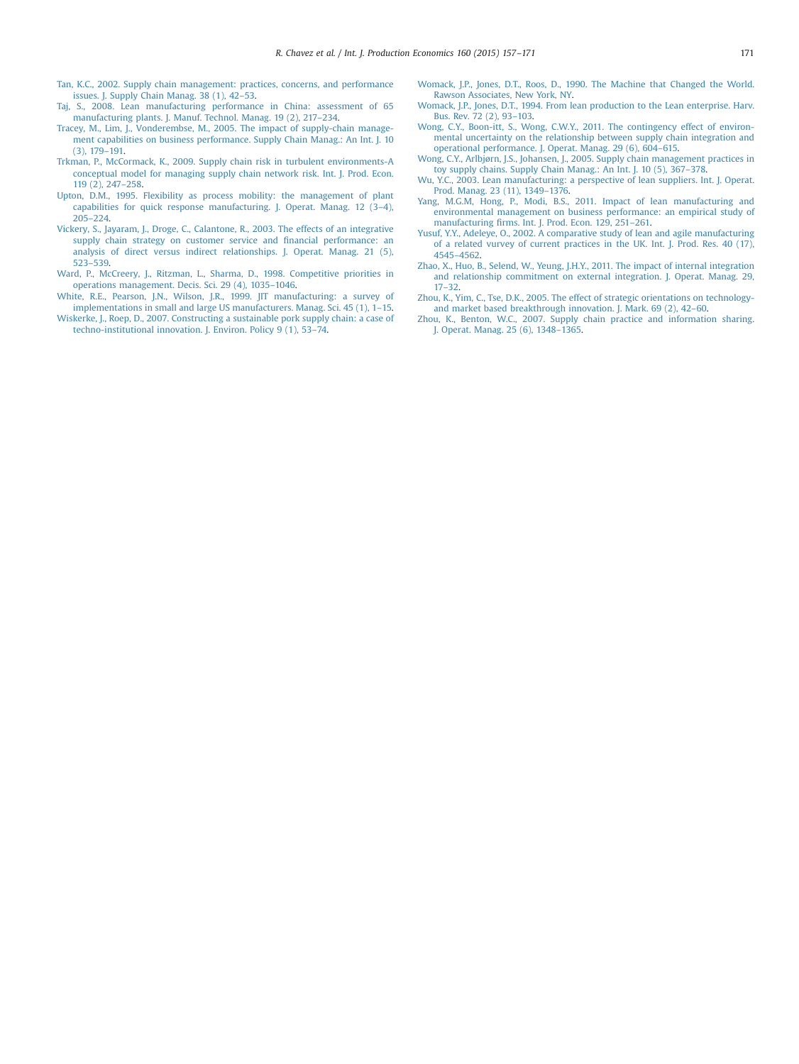Tan, K.C., 2002. Supply chain management: practices, concerns, and performance issues. J. Supply Chain Manag. 38 (1), 42–53.

Taj, S., 2008. Lean manufacturing performance in China: assessment of 65 manufacturing plants. J. Manuf. Technol. Manag. 19 (2), 217–234.

Tracey, M., Lim, J., Vonderembse, M., 2005. The impact of supply-chain management capabilities on business performance. Supply Chain Manag.: An Int. J. 10 (3), 179–191.

Trkman, P., McCormack, K., 2009. Supply chain risk in turbulent environments-A conceptual model for managing supply chain network risk. Int. J. Prod. Econ. 119 (2), 247–258.

Upton, D.M., 1995. Flexibility as process mobility: the management of plant capabilities for quick response manufacturing. J. Operat. Manag. 12 (3–4), 205–224.

Vickery, S., Jayaram, J., Droge, C., Calantone, R., 2003. The effects of an integrative supply chain strategy on customer service and financial performance: an analysis of direct versus indirect relationships. J. Operat. Manag. 21 (5), 523–539.

Ward, P., McCreery, J., Ritzman, L., Sharma, D., 1998. Competitive priorities in operations management. Decis. Sci. 29 (4), 1035–1046.

White, R.E., Pearson, J.N., Wilson, J.R., 1999. JIT manufacturing: a survey of implementations in small and large US manufacturers. Manag. Sci. 45 (1), 1–15.

Wiskerke, J., Roep, D., 2007. Constructing a sustainable pork supply chain: a case of techno-institutional innovation. J. Environ. Policy 9 (1), 53–74.

Womack, J.P., Jones, D.T., Roos, D., 1990. The Machine that Changed the World. Rawson Associates, New York, NY.

Womack, J.P., Jones, D.T., 1994. From lean production to the Lean enterprise. Harv. Bus. Rev. 72 (2), 93–103.

Wong, C.Y., Boon-itt, S., Wong, C.W.Y., 2011. The contingency effect of environmental uncertainty on the relationship between supply chain integration and operational performance. J. Operat. Manag. 29 (6), 604–615.

Wong, C.Y., Arlbjørn, J.S., Johansen, J., 2005. Supply chain management practices in toy supply chains. Supply Chain Manag.: An Int. J. 10 (5), 367–378.

Wu, Y.C., 2003. Lean manufacturing: a perspective of lean suppliers. Int. J. Operat. Prod. Manag. 23 (11), 1349–1376.

Yang, M.G.M, Hong, P., Modi, B.S., 2011. Impact of lean manufacturing and environmental management on business performance: an empirical study of manufacturing firms. Int. J. Prod. Econ. 129, 251–261.

Yusuf, Y.Y., Adeleye, O., 2002. A comparative study of lean and agile manufacturing of a related vurvey of current practices in the UK. Int. J. Prod. Res. 40 (17), 4545–4562.

Zhao, X., Huo, B., Selend, W., Yeung, J.H.Y., 2011. The impact of internal integration and relationship commitment on external integration. J. Operat. Manag. 29, 17–32.

Zhou, K., Yim, C., Tse, D.K., 2005. The effect of strategic orientations on technology- and market based breakthrough innovation. J. Mark. 69 (2), 42–60.

Zhou, K., Benton, W.C., 2007. Supply chain practice and information sharing. J. Operat. Manag. 25 (6), 1348–1365.